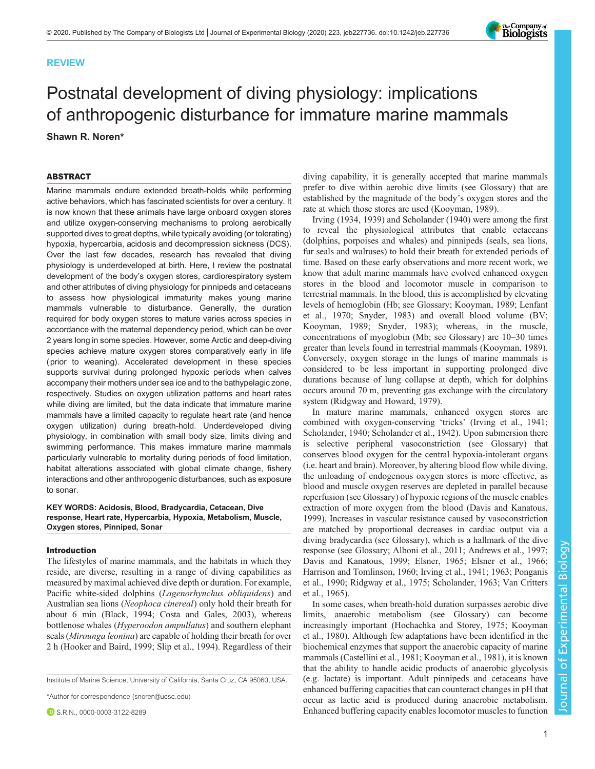REVIEW

# Postnatal development of diving physiology: implications of anthropogenic disturbance for immature marine mammals

**Shawn R. Noren***

## ABSTRACT

Marine mammals endure extended breath-holds while performing active behaviors, which has fascinated scientists for over a century. It is now known that these animals have large onboard oxygen stores and utilize oxygen-conserving mechanisms to prolong aerobically supported dives to great depths, while typically avoiding (or tolerating) hypoxia, hypercarbia, acidosis and decompression sickness (DCS). Over the last few decades, research has revealed that diving physiology is underdeveloped at birth. Here, I review the postnatal development of the body's oxygen stores, cardiorespiratory system and other attributes of diving physiology for pinnipeds and cetaceans to assess how physiological immaturity makes young marine mammals vulnerable to disturbance. Generally, the duration required for body oxygen stores to mature varies across species in accordance with the maternal dependency period, which can be over 2 years long in some species. However, some Arctic and deep-diving species achieve mature oxygen stores comparatively early in life (prior to weaning). Accelerated development in these species supports survival during prolonged hypoxic periods when calves accompany their mothers under sea ice and to the bathypelagic zone, respectively. Studies on oxygen utilization patterns and heart rates while diving are limited, but the data indicate that immature marine mammals have a limited capacity to regulate heart rate (and hence oxygen utilization) during breath-hold. Underdeveloped diving physiology, in combination with small body size, limits diving and swimming performance. This makes immature marine mammals particularly vulnerable to mortality during periods of food limitation, habitat alterations associated with global climate change, fishery interactions and other anthropogenic disturbances, such as exposure to sonar.

**KEY WORDS: Acidosis, Blood, Bradycardia, Cetacean, Dive response, Heart rate, Hypercarbia, Hypoxia, Metabolism, Muscle, Oxygen stores, Pinniped, Sonar**

## Introduction

The lifestyles of marine mammals, and the habitats in which they reside, are diverse, resulting in a range of diving capabilities as measured by maximal achieved dive depth or duration. For example, Pacific white-sided dolphins (*Lagenorhynchus obliquidens*) and Australian sea lions (*Neophoca cinereal*) only hold their breath for about 6 min (Black, 1994; Costa and Gales, 2003), whereas bottlenose whales (*Hyperoodon ampullatus*) and southern elephant seals (*Mirounga leonina*) are capable of holding their breath for over 2 h (Hooker and Baird, 1999; Slip et al., 1994). Regardless of their diving capability, it is generally accepted that marine mammals prefer to dive within aerobic dive limits (see Glossary) that are established by the magnitude of the body's oxygen stores and the rate at which those stores are used (Kooyman, 1989).

Irving (1934, 1939) and Scholander (1940) were among the first to reveal the physiological attributes that enable cetaceans (dolphins, porpoises and whales) and pinnipeds (seals, sea lions, fur seals and walruses) to hold their breath for extended periods of time. Based on these early observations and more recent work, we know that adult marine mammals have evolved enhanced oxygen stores in the blood and locomotor muscle in comparison to terrestrial mammals. In the blood, this is accomplished by elevating levels of hemoglobin (Hb; see Glossary; Kooyman, 1989; Lenfant et al., 1970; Snyder, 1983) and overall blood volume (BV; Kooyman, 1989; Snyder, 1983); whereas, in the muscle, concentrations of myoglobin (Mb; see Glossary) are 10–30 times greater than levels found in terrestrial mammals (Kooyman, 1989). Conversely, oxygen storage in the lungs of marine mammals is considered to be less important in supporting prolonged dive durations because of lung collapse at depth, which for dolphins occurs around 70 m, preventing gas exchange with the circulatory system (Ridgway and Howard, 1979).

In mature marine mammals, enhanced oxygen stores are combined with oxygen-conserving 'tricks' (Irving et al., 1941; Scholander, 1940; Scholander et al., 1942). Upon submersion there is selective peripheral vasoconstriction (see Glossary) that conserves blood oxygen for the central hypoxia-intolerant organs (i.e. heart and brain). Moreover, by altering blood flow while diving, the unloading of endogenous oxygen stores is more effective, as blood and muscle oxygen reserves are depleted in parallel because reperfusion (see Glossary) of hypoxic regions of the muscle enables extraction of more oxygen from the blood (Davis and Kanatous, 1999). Increases in vascular resistance caused by vasoconstriction are matched by proportional decreases in cardiac output via a diving bradycardia (see Glossary), which is a hallmark of the dive response (see Glossary; Alboni et al., 2011; Andrews et al., 1997; Davis and Kanatous, 1999; Elsner, 1965; Elsner et al., 1966; Harrison and Tomlinson, 1960; Irving et al., 1941; 1963; Ponganis et al., 1990; Ridgway et al., 1975; Scholander, 1963; Van Critters et al., 1965).

In some cases, when breath-hold duration surpasses aerobic dive limits, anaerobic metabolism (see Glossary) can become increasingly important (Hochachka and Storey, 1975; Kooyman et al., 1980). Although few adaptations have been identified in the biochemical enzymes that support the anaerobic capacity of marine mammals (Castellini et al., 1981; Kooyman et al., 1981), it is known that the ability to handle acidic products of anaerobic glycolysis (e.g. lactate) is important. Adult pinnipeds and cetaceans have enhanced buffering capacities that can counteract changes in pH that occur as lactic acid is produced during anaerobic metabolism. Enhanced buffering capacity enables locomotor muscles to function

Institute of Marine Science, University of California, Santa Cruz, CA 95060, USA.

*Author for correspondence (snoren@ucsc.edu)

S.R.N., 0000-0003-3122-8289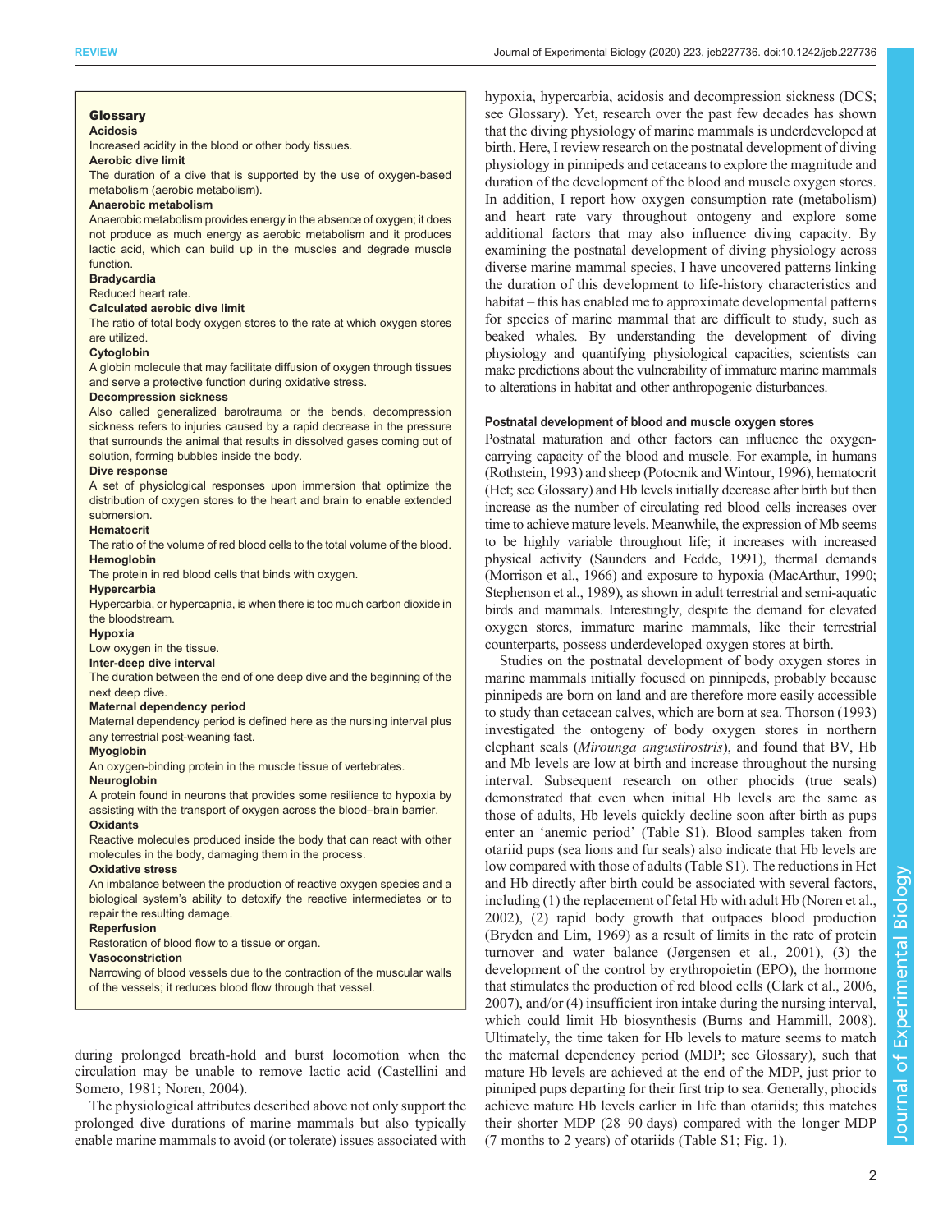## Glossary

**Acidosis**
Increased acidity in the blood or other body tissues.

**Aerobic dive limit**
The duration of a dive that is supported by the use of oxygen-based metabolism (aerobic metabolism).

**Anaerobic metabolism**
Anaerobic metabolism provides energy in the absence of oxygen; it does not produce as much energy as aerobic metabolism and it produces lactic acid, which can build up in the muscles and degrade muscle function.

**Bradycardia**
Reduced heart rate.

**Calculated aerobic dive limit**
The ratio of total body oxygen stores to the rate at which oxygen stores are utilized.

**Cytoglobin**
A globin molecule that may facilitate diffusion of oxygen through tissues and serve a protective function during oxidative stress.

**Decompression sickness**
Also called generalized barotrauma or the bends, decompression sickness refers to injuries caused by a rapid decrease in the pressure that surrounds the animal that results in dissolved gases coming out of solution, forming bubbles inside the body.

**Dive response**
A set of physiological responses upon immersion that optimize the distribution of oxygen stores to the heart and brain to enable extended submersion.

**Hematocrit**
The ratio of the volume of red blood cells to the total volume of the blood.

**Hemoglobin**
The protein in red blood cells that binds with oxygen.

**Hypercarbia**
Hypercarbia, or hypercapnia, is when there is too much carbon dioxide in the bloodstream.

**Hypoxia**
Low oxygen in the tissue.

**Inter-deep dive interval**
The duration between the end of one deep dive and the beginning of the next deep dive.

**Maternal dependency period**
Maternal dependency period is defined here as the nursing interval plus any terrestrial post-weaning fast.

**Myoglobin**
An oxygen-binding protein in the muscle tissue of vertebrates.

**Neuroglobin**
A protein found in neurons that provides some resilience to hypoxia by assisting with the transport of oxygen across the blood–brain barrier.

**Oxidants**
Reactive molecules produced inside the body that can react with other molecules in the body, damaging them in the process.

**Oxidative stress**
An imbalance between the production of reactive oxygen species and a biological system's ability to detoxify the reactive intermediates or to repair the resulting damage.

**Reperfusion**
Restoration of blood flow to a tissue or organ.

**Vasoconstriction**
Narrowing of blood vessels due to the contraction of the muscular walls of the vessels; it reduces blood flow through that vessel.

during prolonged breath-hold and burst locomotion when the circulation may be unable to remove lactic acid (Castellini and Somero, 1981; Noren, 2004).

The physiological attributes described above not only support the prolonged dive durations of marine mammals but also typically enable marine mammals to avoid (or tolerate) issues associated with hypoxia, hypercarbia, acidosis and decompression sickness (DCS; see Glossary). Yet, research over the past few decades has shown that the diving physiology of marine mammals is underdeveloped at birth. Here, I review research on the postnatal development of diving physiology in pinnipeds and cetaceans to explore the magnitude and duration of the development of the blood and muscle oxygen stores. In addition, I report how oxygen consumption rate (metabolism) and heart rate vary throughout ontogeny and explore some additional factors that may also influence diving capacity. By examining the postnatal development of diving physiology across diverse marine mammal species, I have uncovered patterns linking the duration of this development to life-history characteristics and habitat – this has enabled me to approximate developmental patterns for species of marine mammal that are difficult to study, such as beaked whales. By understanding the development of diving physiology and quantifying physiological capacities, scientists can make predictions about the vulnerability of immature marine mammals to alterations in habitat and other anthropogenic disturbances.

### Postnatal development of blood and muscle oxygen stores

Postnatal maturation and other factors can influence the oxygen-carrying capacity of the blood and muscle. For example, in humans (Rothstein, 1993) and sheep (Potocnik and Wintour, 1996), hematocrit (Hct; see Glossary) and Hb levels initially decrease after birth but then increase as the number of circulating red blood cells increases over time to achieve mature levels. Meanwhile, the expression of Mb seems to be highly variable throughout life; it increases with increased physical activity (Saunders and Fedde, 1991), thermal demands (Morrison et al., 1966) and exposure to hypoxia (MacArthur, 1990; Stephenson et al., 1989), as shown in adult terrestrial and semi-aquatic birds and mammals. Interestingly, despite the demand for elevated oxygen stores, immature marine mammals, like their terrestrial counterparts, possess underdeveloped oxygen stores at birth.

Studies on the postnatal development of body oxygen stores in marine mammals initially focused on pinnipeds, probably because pinnipeds are born on land and are therefore more easily accessible to study than cetacean calves, which are born at sea. Thorson (1993) investigated the ontogeny of body oxygen stores in northern elephant seals (*Mirounga angustirostris*), and found that BV, Hb and Mb levels are low at birth and increase throughout the nursing interval. Subsequent research on other phocids (true seals) demonstrated that even when initial Hb levels are the same as those of adults, Hb levels quickly decline soon after birth as pups enter an 'anemic period' (Table S1). Blood samples taken from otariid pups (sea lions and fur seals) also indicate that Hb levels are low compared with those of adults (Table S1). The reductions in Hct and Hb directly after birth could be associated with several factors, including (1) the replacement of fetal Hb with adult Hb (Noren et al., 2002), (2) rapid body growth that outpaces blood production (Bryden and Lim, 1969) as a result of limits in the rate of protein turnover and water balance (Jørgensen et al., 2001), (3) the development of the control by erythropoietin (EPO), the hormone that stimulates the production of red blood cells (Clark et al., 2006, 2007), and/or (4) insufficient iron intake during the nursing interval, which could limit Hb biosynthesis (Burns and Hammill, 2008). Ultimately, the time taken for Hb levels to mature seems to match the maternal dependency period (MDP; see Glossary), such that mature Hb levels are achieved at the end of the MDP, just prior to pinniped pups departing for their first trip to sea. Generally, phocids achieve mature Hb levels earlier in life than otariids; this matches their shorter MDP (28–90 days) compared with the longer MDP (7 months to 2 years) of otariids (Table S1; Fig. 1).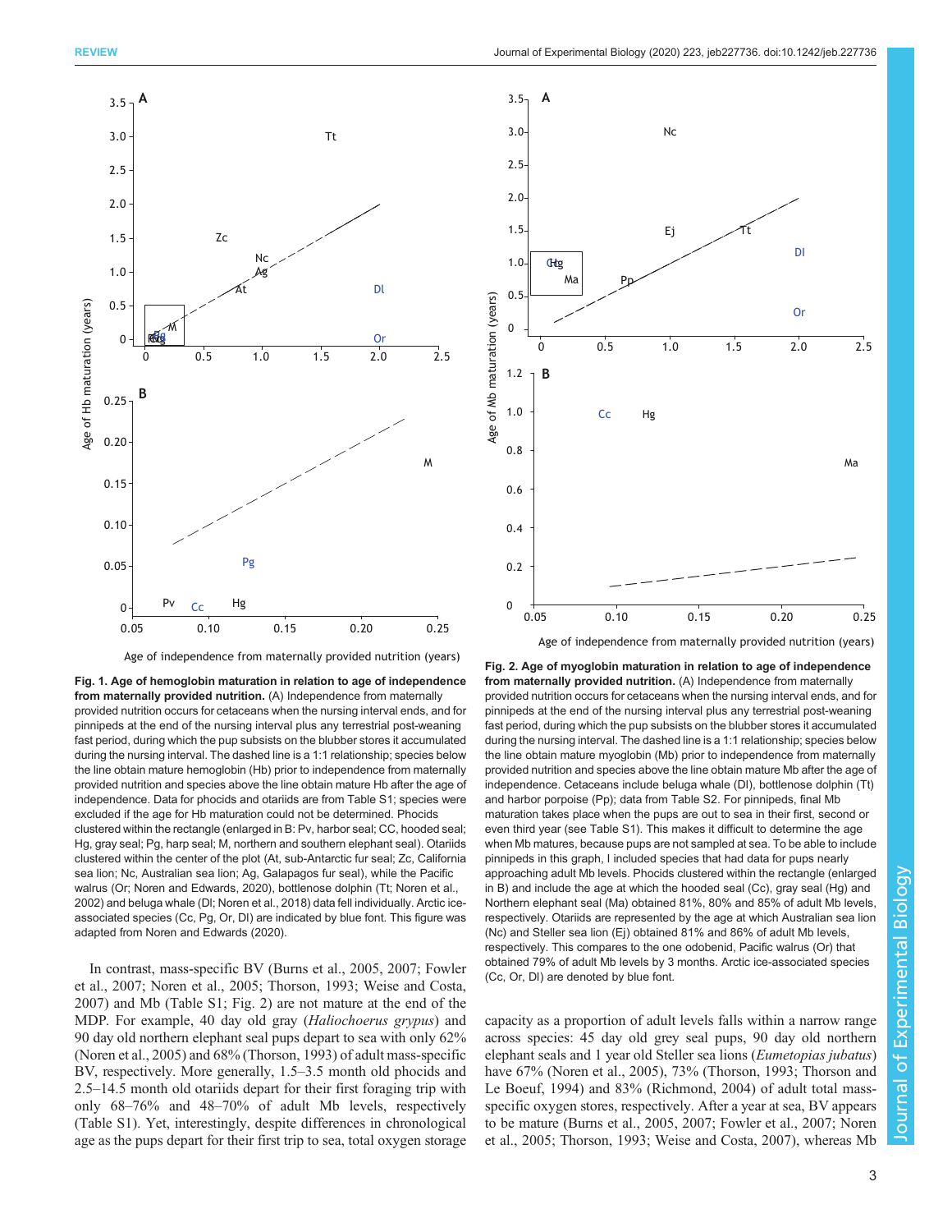**Fig. 1. Age of hemoglobin maturation in relation to age of independence from maternally provided nutrition.** (A) Independence from maternally provided nutrition occurs for cetaceans when the nursing interval ends, and for pinnipeds at the end of the nursing interval plus any terrestrial post-weaning fast period, during which the pup subsists on the blubber stores it accumulated during the nursing interval. The dashed line is a 1:1 relationship; species below the line obtain mature hemoglobin (Hb) prior to independence from maternally provided nutrition and species above the line obtain mature Hb after the age of independence. Data for phocids and otariids are from Table S1; species were excluded if the age for Hb maturation could not be determined. Phocids clustered within the rectangle (enlarged in B: Pv, harbor seal; CC, hooded seal; Hg, gray seal; Pg, harp seal; M, northern and southern elephant seal). Otariids clustered within the center of the plot (At, sub-Antarctic fur seal; Zc, California sea lion; Nc, Australian sea lion; Ag, Galapagos fur seal), while the Pacific walrus (Or; Noren and Edwards, 2020), bottlenose dolphin (Tt; Noren et al., 2002) and beluga whale (Dl; Noren et al., 2018) data fell individually. Arctic ice-associated species (Cc, Pg, Or, Dl) are indicated by blue font. This figure was adapted from Noren and Edwards (2020).

**Fig. 2. Age of myoglobin maturation in relation to age of independence from maternally provided nutrition.** (A) Independence from maternally provided nutrition occurs for cetaceans when the nursing interval ends, and for pinnipeds at the end of the nursing interval plus any terrestrial post-weaning fast period, during which the pup subsists on the blubber stores it accumulated during the nursing interval. The dashed line is a 1:1 relationship; species below the line obtain mature myoglobin (Mb) prior to independence from maternally provided nutrition and species above the line obtain mature Mb after the age of independence. Cetaceans include beluga whale (Dl), bottlenose dolphin (Tt) and harbor porpoise (Pp); data from Table S2. For pinnipeds, final Mb maturation takes place when the pups are out to sea in their first, second or even third year (see Table S1). This makes it difficult to determine the age when Mb matures, because pups are not sampled at sea. To be able to include pinnipeds in this graph, I included species that had data for pups nearly approaching adult Mb levels. Phocids clustered within the rectangle (enlarged in B) and include the age at which the hooded seal (Cc), gray seal (Hg) and Northern elephant seal (Ma) obtained 81%, 80% and 85% of adult Mb levels, respectively. Otariids are represented by the age at which Australian sea lion (Nc) and Steller sea lion (Ej) obtained 81% and 86% of adult Mb levels, respectively. This compares to the one odobenid, Pacific walrus (Or) that obtained 79% of adult Mb levels by 3 months. Arctic ice-associated species (Cc, Or, Dl) are denoted by blue font.

In contrast, mass-specific BV (Burns et al., 2005, 2007; Fowler et al., 2007; Noren et al., 2005; Thorson, 1993; Weise and Costa, 2007) and Mb (Table S1; Fig. 2) are not mature at the end of the MDP. For example, 40 day old gray (*Haliochoerus grypus*) and 90 day old northern elephant seal pups depart to sea with only 62% (Noren et al., 2005) and 68% (Thorson, 1993) of adult mass-specific BV, respectively. More generally, 1.5–3.5 month old phocids and 2.5–14.5 month old otariids depart for their first foraging trip with only 68–76% and 48–70% of adult Mb levels, respectively (Table S1). Yet, interestingly, despite differences in chronological age as the pups depart for their first trip to sea, total oxygen storage capacity as a proportion of adult levels falls within a narrow range across species: 45 day old grey seal pups, 90 day old northern elephant seals and 1 year old Steller sea lions (*Eumetopias jubatus*) have 67% (Noren et al., 2005), 73% (Thorson, 1993; Thorson and Le Boeuf, 1994) and 83% (Richmond, 2004) of adult total mass-specific oxygen stores, respectively. After a year at sea, BV appears to be mature (Burns et al., 2005, 2007; Fowler et al., 2007; Noren et al., 2005; Thorson, 1993; Weise and Costa, 2007), whereas Mb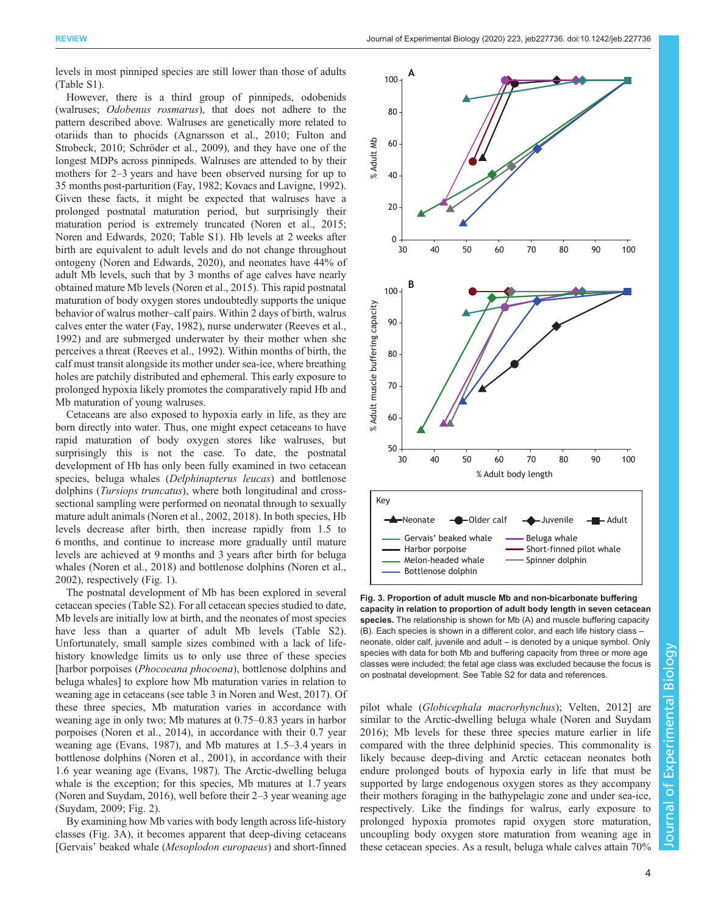levels in most pinniped species are still lower than those of adults (Table S1).

However, there is a third group of pinnipeds, odobenids (walruses; *Odobenus rosmarus*), that does not adhere to the pattern described above. Walruses are genetically more related to otariids than to phocids (Agnarsson et al., 2010; Fulton and Strobeck, 2010; Schröder et al., 2009), and they have one of the longest MDPs across pinnipeds. Walruses are attended to by their mothers for 2–3 years and have been observed nursing for up to 35 months post-parturition (Fay, 1982; Kovacs and Lavigne, 1992). Given these facts, it might be expected that walruses have a prolonged postnatal maturation period, but surprisingly their maturation period is extremely truncated (Noren et al., 2015; Noren and Edwards, 2020; Table S1). Hb levels at 2 weeks after birth are equivalent to adult levels and do not change throughout ontogeny (Noren and Edwards, 2020), and neonates have 44% of adult Mb levels, such that by 3 months of age calves have nearly obtained mature Mb levels (Noren et al., 2015). This rapid postnatal maturation of body oxygen stores undoubtedly supports the unique behavior of walrus mother–calf pairs. Within 2 days of birth, walrus calves enter the water (Fay, 1982), nurse underwater (Reeves et al., 1992) and are submerged underwater by their mother when she perceives a threat (Reeves et al., 1992). Within months of birth, the calf must transit alongside its mother under sea-ice, where breathing holes are patchily distributed and ephemeral. This early exposure to prolonged hypoxia likely promotes the comparatively rapid Hb and Mb maturation of young walruses.

Cetaceans are also exposed to hypoxia early in life, as they are born directly into water. Thus, one might expect cetaceans to have rapid maturation of body oxygen stores like walruses, but surprisingly this is not the case. To date, the postnatal development of Hb has only been fully examined in two cetacean species, beluga whales (*Delphinapterus leucas*) and bottlenose dolphins (*Tursiops truncatus*), where both longitudinal and cross-sectional sampling were performed on neonatal through to sexually mature adult animals (Noren et al., 2002, 2018). In both species, Hb levels decrease after birth, then increase rapidly from 1.5 to 6 months, and continue to increase more gradually until mature levels are achieved at 9 months and 3 years after birth for beluga whales (Noren et al., 2018) and bottlenose dolphins (Noren et al., 2002), respectively (Fig. 1).

The postnatal development of Mb has been explored in several cetacean species (Table S2). For all cetacean species studied to date, Mb levels are initially low at birth, and the neonates of most species have less than a quarter of adult Mb levels (Table S2). Unfortunately, small sample sizes combined with a lack of life-history knowledge limits us to only use three of these species [harbor porpoises (*Phocoena phocoena*), bottlenose dolphins and beluga whales] to explore how Mb maturation varies in relation to weaning age in cetaceans (see table 3 in Noren and West, 2017). Of these three species, Mb maturation varies in accordance with weaning age in only two; Mb matures at 0.75–0.83 years in harbor porpoises (Noren et al., 2014), in accordance with their 0.7 year weaning age (Evans, 1987), and Mb matures at 1.5–3.4 years in bottlenose dolphins (Noren et al., 2001), in accordance with their 1.6 year weaning age (Evans, 1987). The Arctic-dwelling beluga whale is the exception; for this species, Mb matures at 1.7 years (Noren and Suydam, 2016), well before their 2–3 year weaning age (Suydam, 2009; Fig. 2).

By examining how Mb varies with body length across life-history classes (Fig. 3A), it becomes apparent that deep-diving cetaceans [Gervais' beaked whale (*Mesoplodon europaeus*) and short-finned pilot whale (*Globicephala macrorhynchus*); Velten, 2012] are similar to the Arctic-dwelling beluga whale (Noren and Suydam 2016); Mb levels for these three species mature earlier in life compared with the three delphinid species. This commonality is likely because deep-diving and Arctic cetacean neonates both endure prolonged bouts of hypoxia early in life that must be supported by large endogenous oxygen stores as they accompany their mothers foraging in the bathypelagic zone and under sea-ice, respectively. Like the findings for walrus, early exposure to prolonged hypoxia promotes rapid oxygen store maturation, uncoupling body oxygen store maturation from weaning age in these cetacean species. As a result, beluga whale calves attain 70%

**Fig. 3. Proportion of adult muscle Mb and non-bicarbonate buffering capacity in relation to proportion of adult body length in seven cetacean species.** The relationship is shown for Mb (A) and muscle buffering capacity (B). Each species is shown in a different color, and each life history class – neonate, older calf, juvenile and adult – is denoted by a unique symbol. Only species with data for both Mb and buffering capacity from three or more age classes were included; the fetal age class was excluded because the focus is on postnatal development. See Table S2 for data and references.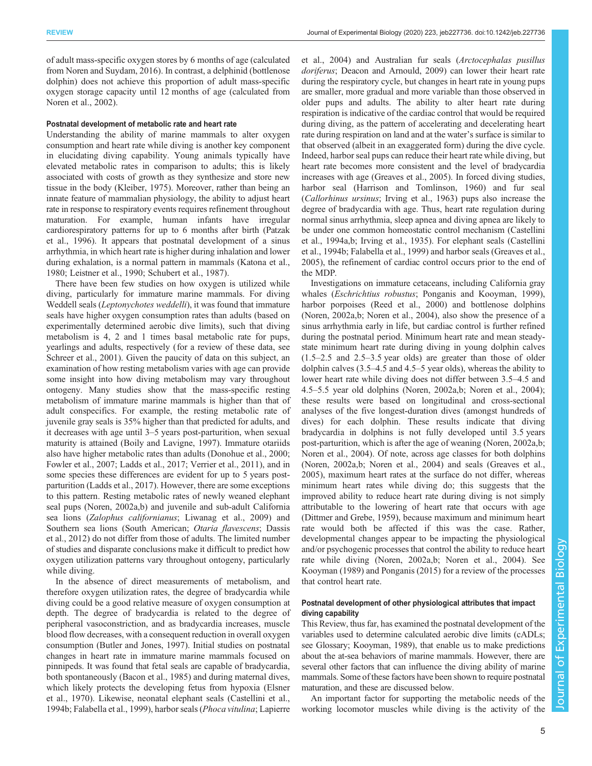of adult mass-specific oxygen stores by 6 months of age (calculated from Noren and Suydam, 2016). In contrast, a delphinid (bottlenose dolphin) does not achieve this proportion of adult mass-specific oxygen storage capacity until 12 months of age (calculated from Noren et al., 2002).

#### Postnatal development of metabolic rate and heart rate

Understanding the ability of marine mammals to alter oxygen consumption and heart rate while diving is another key component in elucidating diving capability. Young animals typically have elevated metabolic rates in comparison to adults; this is likely associated with costs of growth as they synthesize and store new tissue in the body (Kleiber, 1975). Moreover, rather than being an innate feature of mammalian physiology, the ability to adjust heart rate in response to respiratory events requires refinement throughout maturation. For example, human infants have irregular cardiorespiratory patterns for up to 6 months after birth (Patzak et al., 1996). It appears that postnatal development of a sinus arrhythmia, in which heart rate is higher during inhalation and lower during exhalation, is a normal pattern in mammals (Katona et al., 1980; Leistner et al., 1990; Schubert et al., 1987).

There have been few studies on how oxygen is utilized while diving, particularly for immature marine mammals. For diving Weddell seals (*Leptonychotes weddelli*), it was found that immature seals have higher oxygen consumption rates than adults (based on experimentally determined aerobic dive limits), such that diving metabolism is 4, 2 and 1 times basal metabolic rate for pups, yearlings and adults, respectively (for a review of these data, see Schreer et al., 2001). Given the paucity of data on this subject, an examination of how resting metabolism varies with age can provide some insight into how diving metabolism may vary throughout ontogeny. Many studies show that the mass-specific resting metabolism of immature marine mammals is higher than that of adult conspecifics. For example, the resting metabolic rate of juvenile gray seals is 35% higher than that predicted for adults, and it decreases with age until 3–5 years post-parturition, when sexual maturity is attained (Boily and Lavigne, 1997). Immature otariids also have higher metabolic rates than adults (Donohue et al., 2000; Fowler et al., 2007; Ladds et al., 2017; Verrier et al., 2011), and in some species these differences are evident for up to 5 years post-parturition (Ladds et al., 2017). However, there are some exceptions to this pattern. Resting metabolic rates of newly weaned elephant seal pups (Noren, 2002a,b) and juvenile and sub-adult California sea lions (*Zalophus californianus*; Liwanag et al., 2009) and Southern sea lions (South American; *Otaria flavescens*; Dassis et al., 2012) do not differ from those of adults. The limited number of studies and disparate conclusions make it difficult to predict how oxygen utilization patterns vary throughout ontogeny, particularly while diving.

In the absence of direct measurements of metabolism, and therefore oxygen utilization rates, the degree of bradycardia while diving could be a good relative measure of oxygen consumption at depth. The degree of bradycardia is related to the degree of peripheral vasoconstriction, and as bradycardia increases, muscle blood flow decreases, with a consequent reduction in overall oxygen consumption (Butler and Jones, 1997). Initial studies on postnatal changes in heart rate in immature marine mammals focused on pinnipeds. It was found that fetal seals are capable of bradycardia, both spontaneously (Bacon et al., 1985) and during maternal dives, which likely protects the developing fetus from hypoxia (Elsner et al., 1970). Likewise, neonatal elephant seals (Castellini et al., 1994b; Falabella et al., 1999), harbor seals (*Phoca vitulina*; Lapierre et al., 2004) and Australian fur seals (*Arctocephalas pusillus doriferus*; Deacon and Arnould, 2009) can lower their heart rate during the respiratory cycle, but changes in heart rate in young pups are smaller, more gradual and more variable than those observed in older pups and adults. The ability to alter heart rate during respiration is indicative of the cardiac control that would be required during diving, as the pattern of accelerating and decelerating heart rate during respiration on land and at the water's surface is similar to that observed (albeit in an exaggerated form) during the dive cycle. Indeed, harbor seal pups can reduce their heart rate while diving, but heart rate becomes more consistent and the level of bradycardia increases with age (Greaves et al., 2005). In forced diving studies, harbor seal (Harrison and Tomlinson, 1960) and fur seal (*Callorhinus ursinus*; Irving et al., 1963) pups also increase the degree of bradycardia with age. Thus, heart rate regulation during normal sinus arrhythmia, sleep apnea and diving apnea are likely to be under one common homeostatic control mechanism (Castellini et al., 1994a,b; Irving et al., 1935). For elephant seals (Castellini et al., 1994b; Falabella et al., 1999) and harbor seals (Greaves et al., 2005), the refinement of cardiac control occurs prior to the end of the MDP.

Investigations on immature cetaceans, including California gray whales (*Eschrichtius robustus*; Ponganis and Kooyman, 1999), harbor porpoises (Reed et al., 2000) and bottlenose dolphins (Noren, 2002a,b; Noren et al., 2004), also show the presence of a sinus arrhythmia early in life, but cardiac control is further refined during the postnatal period. Minimum heart rate and mean steady-state minimum heart rate during diving in young dolphin calves (1.5–2.5 and 2.5–3.5 year olds) are greater than those of older dolphin calves (3.5–4.5 and 4.5–5 year olds), whereas the ability to lower heart rate while diving does not differ between 3.5–4.5 and 4.5–5.5 year old dolphins (Noren, 2002a,b; Noren et al., 2004); these results were based on longitudinal and cross-sectional analyses of the five longest-duration dives (amongst hundreds of dives) for each dolphin. These results indicate that diving bradycardia in dolphins is not fully developed until 3.5 years post-parturition, which is after the age of weaning (Noren, 2002a,b; Noren et al., 2004). Of note, across age classes for both dolphins (Noren, 2002a,b; Noren et al., 2004) and seals (Greaves et al., 2005), maximum heart rates at the surface do not differ, whereas minimum heart rates while diving do; this suggests that the improved ability to reduce heart rate during diving is not simply attributable to the lowering of heart rate that occurs with age (Dittmer and Grebe, 1959), because maximum and minimum heart rate would both be affected if this was the case. Rather, developmental changes appear to be impacting the physiological and/or psychogenic processes that control the ability to reduce heart rate while diving (Noren, 2002a,b; Noren et al., 2004). See Kooyman (1989) and Ponganis (2015) for a review of the processes that control heart rate.

#### Postnatal development of other physiological attributes that impact diving capability

This Review, thus far, has examined the postnatal development of the variables used to determine calculated aerobic dive limits (cADLs; see Glossary; Kooyman, 1989), that enable us to make predictions about the at-sea behaviors of marine mammals. However, there are several other factors that can influence the diving ability of marine mammals. Some of these factors have been shown to require postnatal maturation, and these are discussed below.

An important factor for supporting the metabolic needs of the working locomotor muscles while diving is the activity of the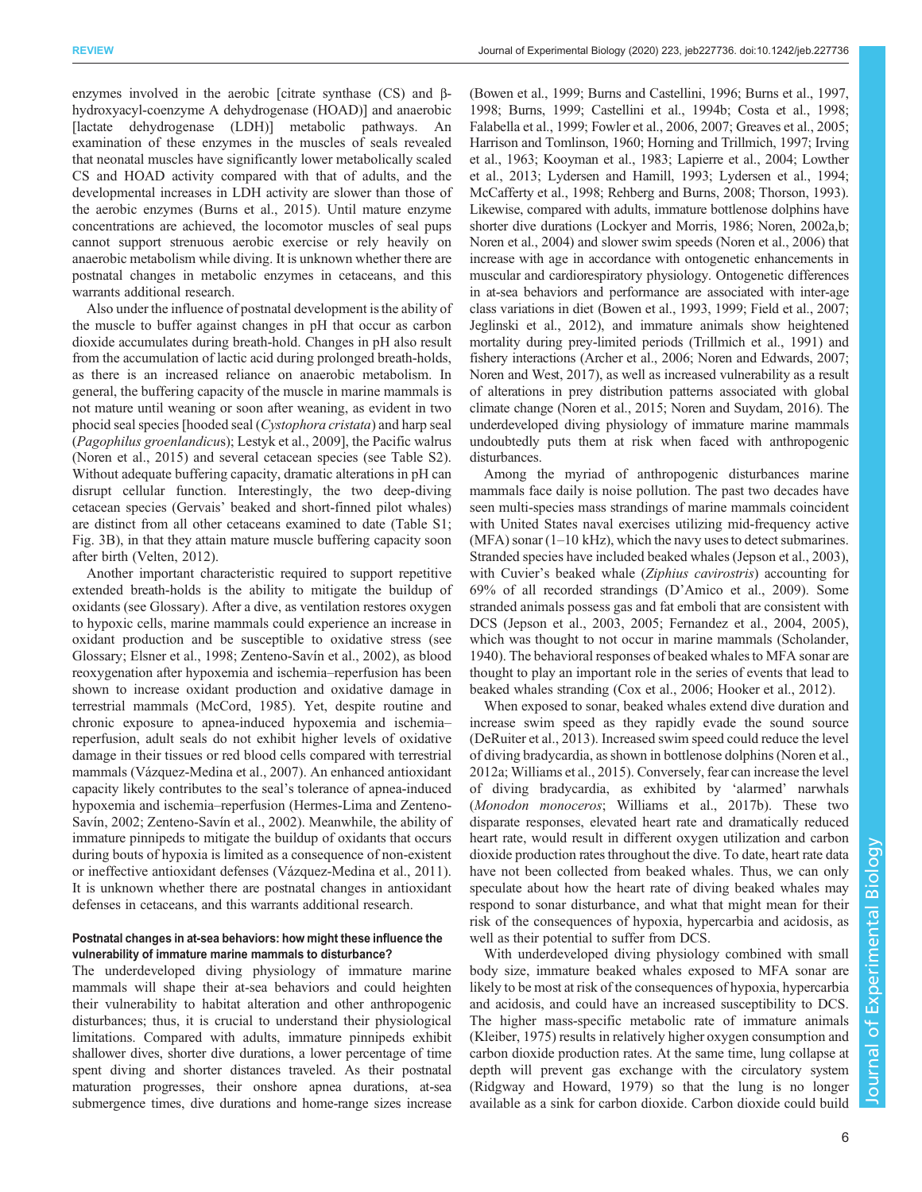enzymes involved in the aerobic [citrate synthase (CS) and β-hydroxyacyl-coenzyme A dehydrogenase (HOAD)] and anaerobic [lactate dehydrogenase (LDH)] metabolic pathways. An examination of these enzymes in the muscles of seals revealed that neonatal muscles have significantly lower metabolically scaled CS and HOAD activity compared with that of adults, and the developmental increases in LDH activity are slower than those of the aerobic enzymes (Burns et al., 2015). Until mature enzyme concentrations are achieved, the locomotor muscles of seal pups cannot support strenuous aerobic exercise or rely heavily on anaerobic metabolism while diving. It is unknown whether there are postnatal changes in metabolic enzymes in cetaceans, and this warrants additional research.

Also under the influence of postnatal development is the ability of the muscle to buffer against changes in pH that occur as carbon dioxide accumulates during breath-hold. Changes in pH also result from the accumulation of lactic acid during prolonged breath-holds, as there is an increased reliance on anaerobic metabolism. In general, the buffering capacity of the muscle in marine mammals is not mature until weaning or soon after weaning, as evident in two phocid seal species [hooded seal (*Cystophora cristata*) and harp seal (*Pagophilus groenlandicus*); Lestyk et al., 2009], the Pacific walrus (Noren et al., 2015) and several cetacean species (see Table S2). Without adequate buffering capacity, dramatic alterations in pH can disrupt cellular function. Interestingly, the two deep-diving cetacean species (Gervais' beaked and short-finned pilot whales) are distinct from all other cetaceans examined to date (Table S1; Fig. 3B), in that they attain mature muscle buffering capacity soon after birth (Velten, 2012).

Another important characteristic required to support repetitive extended breath-holds is the ability to mitigate the buildup of oxidants (see Glossary). After a dive, as ventilation restores oxygen to hypoxic cells, marine mammals could experience an increase in oxidant production and be susceptible to oxidative stress (see Glossary; Elsner et al., 1998; Zenteno-Savín et al., 2002), as blood reoxygenation after hypoxemia and ischemia–reperfusion has been shown to increase oxidant production and oxidative damage in terrestrial mammals (McCord, 1985). Yet, despite routine and chronic exposure to apnea-induced hypoxemia and ischemia–reperfusion, adult seals do not exhibit higher levels of oxidative damage in their tissues or red blood cells compared with terrestrial mammals (Vázquez-Medina et al., 2007). An enhanced antioxidant capacity likely contributes to the seal's tolerance of apnea-induced hypoxemia and ischemia–reperfusion (Hermes-Lima and Zenteno-Savín, 2002; Zenteno-Savín et al., 2002). Meanwhile, the ability of immature pinnipeds to mitigate the buildup of oxidants that occurs during bouts of hypoxia is limited as a consequence of non-existent or ineffective antioxidant defenses (Vázquez-Medina et al., 2011). It is unknown whether there are postnatal changes in antioxidant defenses in cetaceans, and this warrants additional research.

#### Postnatal changes in at-sea behaviors: how might these influence the vulnerability of immature marine mammals to disturbance?

The underdeveloped diving physiology of immature marine mammals will shape their at-sea behaviors and could heighten their vulnerability to habitat alteration and other anthropogenic disturbances; thus, it is crucial to understand their physiological limitations. Compared with adults, immature pinnipeds exhibit shallower dives, shorter dive durations, a lower percentage of time spent diving and shorter distances traveled. As their postnatal maturation progresses, their onshore apnea durations, at-sea submergence times, dive durations and home-range sizes increase (Bowen et al., 1999; Burns and Castellini, 1996; Burns et al., 1997, 1998; Burns, 1999; Castellini et al., 1994b; Costa et al., 1998; Falabella et al., 1999; Fowler et al., 2006, 2007; Greaves et al., 2005; Harrison and Tomlinson, 1960; Horning and Trillmich, 1997; Irving et al., 1963; Kooyman et al., 1983; Lapierre et al., 2004; Lowther et al., 2013; Lydersen and Hamill, 1993; Lydersen et al., 1994; McCafferty et al., 1998; Rehberg and Burns, 2008; Thorson, 1993). Likewise, compared with adults, immature bottlenose dolphins have shorter dive durations (Lockyer and Morris, 1986; Noren, 2002a,b; Noren et al., 2004) and slower swim speeds (Noren et al., 2006) that increase with age in accordance with ontogenetic enhancements in muscular and cardiorespiratory physiology. Ontogenetic differences in at-sea behaviors and performance are associated with inter-age class variations in diet (Bowen et al., 1993, 1999; Field et al., 2007; Jeglinski et al., 2012), and immature animals show heightened mortality during prey-limited periods (Trillmich et al., 1991) and fishery interactions (Archer et al., 2006; Noren and Edwards, 2007; Noren and West, 2017), as well as increased vulnerability as a result of alterations in prey distribution patterns associated with global climate change (Noren et al., 2015; Noren and Suydam, 2016). The underdeveloped diving physiology of immature marine mammals undoubtedly puts them at risk when faced with anthropogenic disturbances.

Among the myriad of anthropogenic disturbances marine mammals face daily is noise pollution. The past two decades have seen multi-species mass strandings of marine mammals coincident with United States naval exercises utilizing mid-frequency active (MFA) sonar (1–10 kHz), which the navy uses to detect submarines. Stranded species have included beaked whales (Jepson et al., 2003), with Cuvier's beaked whale (*Ziphius cavirostris*) accounting for 69% of all recorded strandings (D'Amico et al., 2009). Some stranded animals possess gas and fat emboli that are consistent with DCS (Jepson et al., 2003, 2005; Fernandez et al., 2004, 2005), which was thought to not occur in marine mammals (Scholander, 1940). The behavioral responses of beaked whales to MFA sonar are thought to play an important role in the series of events that lead to beaked whales stranding (Cox et al., 2006; Hooker et al., 2012).

When exposed to sonar, beaked whales extend dive duration and increase swim speed as they rapidly evade the sound source (DeRuiter et al., 2013). Increased swim speed could reduce the level of diving bradycardia, as shown in bottlenose dolphins (Noren et al., 2012a; Williams et al., 2015). Conversely, fear can increase the level of diving bradycardia, as exhibited by 'alarmed' narwhals (*Monodon monoceros*; Williams et al., 2017b). These two disparate responses, elevated heart rate and dramatically reduced heart rate, would result in different oxygen utilization and carbon dioxide production rates throughout the dive. To date, heart rate data have not been collected from beaked whales. Thus, we can only speculate about how the heart rate of diving beaked whales may respond to sonar disturbance, and what that might mean for their risk of the consequences of hypoxia, hypercarbia and acidosis, as well as their potential to suffer from DCS.

With underdeveloped diving physiology combined with small body size, immature beaked whales exposed to MFA sonar are likely to be most at risk of the consequences of hypoxia, hypercarbia and acidosis, and could have an increased susceptibility to DCS. The higher mass-specific metabolic rate of immature animals (Kleiber, 1975) results in relatively higher oxygen consumption and carbon dioxide production rates. At the same time, lung collapse at depth will prevent gas exchange with the circulatory system (Ridgway and Howard, 1979) so that the lung is no longer available as a sink for carbon dioxide. Carbon dioxide could build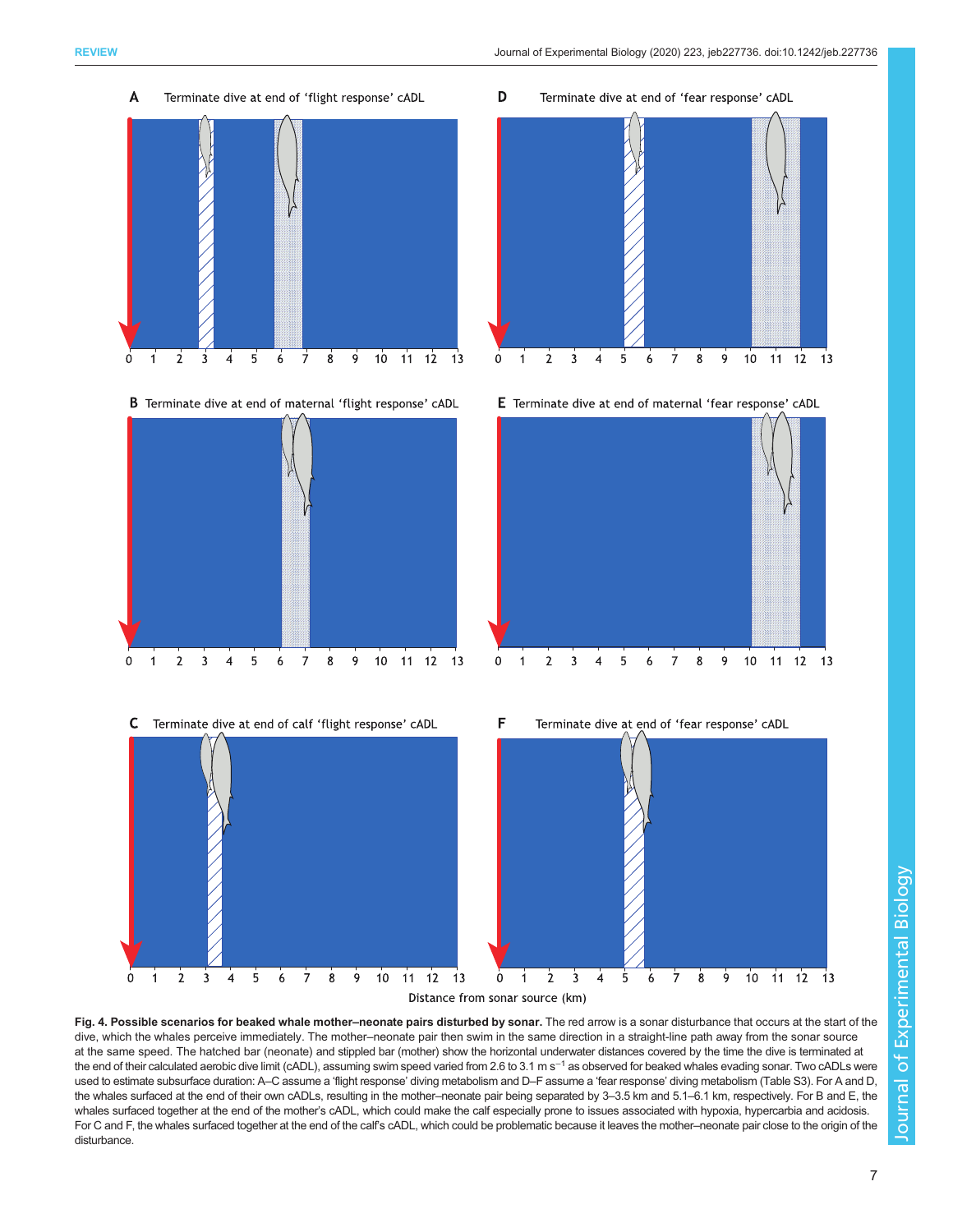**Fig. 4. Possible scenarios for beaked whale mother–neonate pairs disturbed by sonar.** The red arrow is a sonar disturbance that occurs at the start of the dive, which the whales perceive immediately. The mother–neonate pair then swim in the same direction in a straight-line path away from the sonar source at the same speed. The hatched bar (neonate) and stippled bar (mother) show the horizontal underwater distances covered by the time the dive is terminated at the end of their calculated aerobic dive limit (cADL), assuming swim speed varied from 2.6 to 3.1 m $s^{-1}$ as observed for beaked whales evading sonar. Two cADLs were used to estimate subsurface duration: A–C assume a 'flight response' diving metabolism and D–F assume a 'fear response' diving metabolism (Table S3). For A and D, the whales surfaced at the end of their own cADLs, resulting in the mother–neonate pair being separated by 3–3.5 km and 5.1–6.1 km, respectively. For B and E, the whales surfaced together at the end of the mother's cADL, which could make the calf especially prone to issues associated with hypoxia, hypercarbia and acidosis. For C and F, the whales surfaced together at the end of the calf's cADL, which could be problematic because it leaves the mother–neonate pair close to the origin of the disturbance.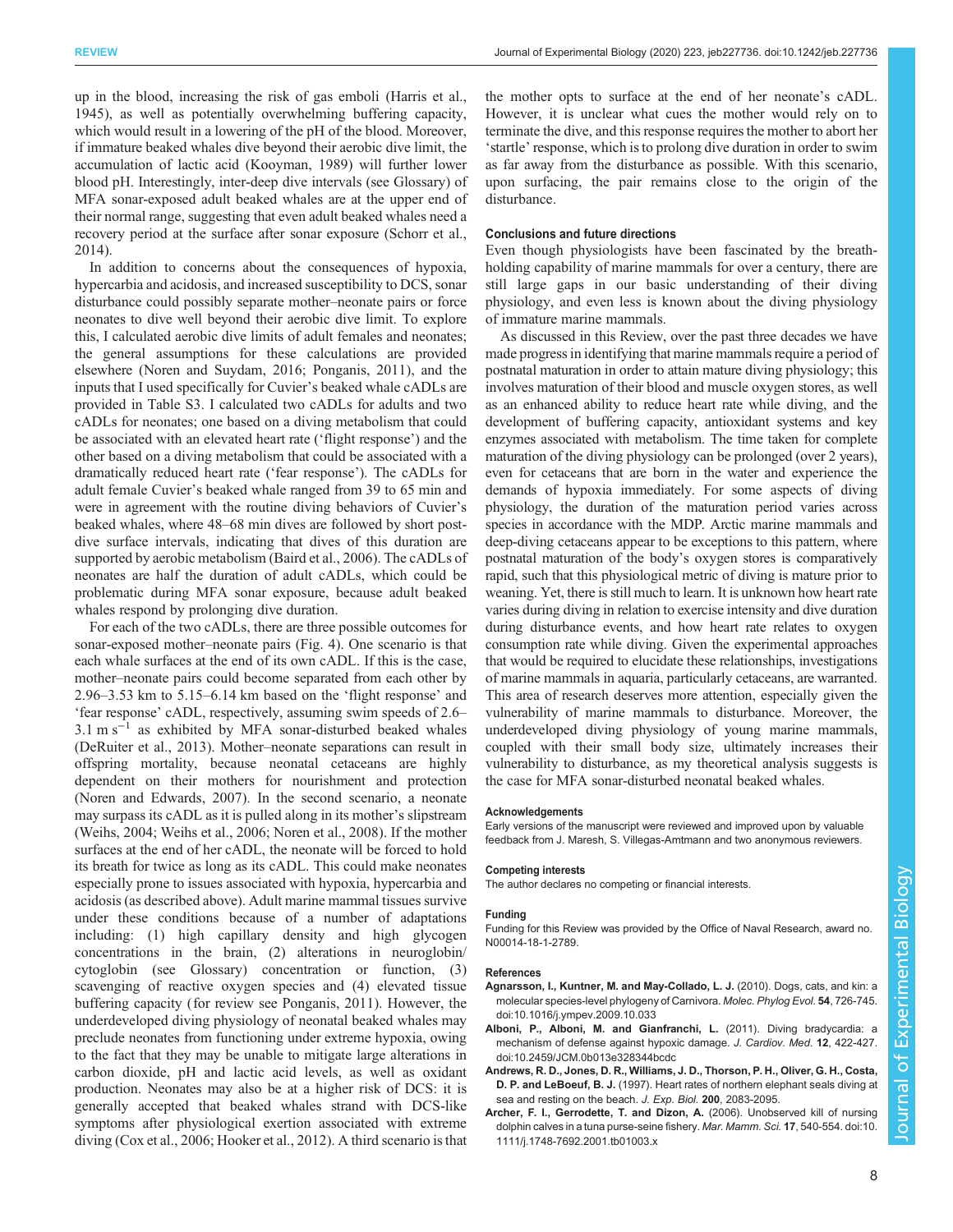up in the blood, increasing the risk of gas emboli (Harris et al., 1945), as well as potentially overwhelming buffering capacity, which would result in a lowering of the pH of the blood. Moreover, if immature beaked whales dive beyond their aerobic dive limit, the accumulation of lactic acid (Kooyman, 1989) will further lower blood pH. Interestingly, inter-deep dive intervals (see Glossary) of MFA sonar-exposed adult beaked whales are at the upper end of their normal range, suggesting that even adult beaked whales need a recovery period at the surface after sonar exposure (Schorr et al., 2014).

In addition to concerns about the consequences of hypoxia, hypercarbia and acidosis, and increased susceptibility to DCS, sonar disturbance could possibly separate mother–neonate pairs or force neonates to dive well beyond their aerobic dive limit. To explore this, I calculated aerobic dive limits of adult females and neonates; the general assumptions for these calculations are provided elsewhere (Noren and Suydam, 2016; Ponganis, 2011), and the inputs that I used specifically for Cuvier's beaked whale cADLs are provided in Table S3. I calculated two cADLs for adults and two cADLs for neonates; one based on a diving metabolism that could be associated with an elevated heart rate ('flight response') and the other based on a diving metabolism that could be associated with a dramatically reduced heart rate ('fear response'). The cADLs for adult female Cuvier's beaked whale ranged from 39 to 65 min and were in agreement with the routine diving behaviors of Cuvier's beaked whales, where 48–68 min dives are followed by short post-dive surface intervals, indicating that dives of this duration are supported by aerobic metabolism (Baird et al., 2006). The cADLs of neonates are half the duration of adult cADLs, which could be problematic during MFA sonar exposure, because adult beaked whales respond by prolonging dive duration.

For each of the two cADLs, there are three possible outcomes for sonar-exposed mother–neonate pairs (Fig. 4). One scenario is that each whale surfaces at the end of its own cADL. If this is the case, mother–neonate pairs could become separated from each other by 2.96–3.53 km to 5.15–6.14 km based on the 'flight response' and 'fear response' cADL, respectively, assuming swim speeds of 2.6–3.1 m s$^{-1}$ as exhibited by MFA sonar-disturbed beaked whales (DeRuiter et al., 2013). Mother–neonate separations can result in offspring mortality, because neonatal cetaceans are highly dependent on their mothers for nourishment and protection (Noren and Edwards, 2007). In the second scenario, a neonate may surpass its cADL as it is pulled along in its mother's slipstream (Weihs, 2004; Weihs et al., 2006; Noren et al., 2008). If the mother surfaces at the end of her cADL, the neonate will be forced to hold its breath for twice as long as its cADL. This could make neonates especially prone to issues associated with hypoxia, hypercarbia and acidosis (as described above). Adult marine mammal tissues survive under these conditions because of a number of adaptations including: (1) high capillary density and high glycogen concentrations in the brain, (2) alterations in neuroglobin/cytoglobin (see Glossary) concentration or function, (3) scavenging of reactive oxygen species and (4) elevated tissue buffering capacity (for review see Ponganis, 2011). However, the underdeveloped diving physiology of neonatal beaked whales may preclude neonates from functioning under extreme hypoxia, owing to the fact that they may be unable to mitigate large alterations in carbon dioxide, pH and lactic acid levels, as well as oxidant production. Neonates may also be at a higher risk of DCS: it is generally accepted that beaked whales strand with DCS-like symptoms after physiological exertion associated with extreme diving (Cox et al., 2006; Hooker et al., 2012). A third scenario is that the mother opts to surface at the end of her neonate's cADL. However, it is unclear what cues the mother would rely on to terminate the dive, and this response requires the mother to abort her 'startle' response, which is to prolong dive duration in order to swim as far away from the disturbance as possible. With this scenario, upon surfacing, the pair remains close to the origin of the disturbance.

### Conclusions and future directions

Even though physiologists have been fascinated by the breath-holding capability of marine mammals for over a century, there are still large gaps in our basic understanding of their diving physiology, and even less is known about the diving physiology of immature marine mammals.

As discussed in this Review, over the past three decades we have made progress in identifying that marine mammals require a period of postnatal maturation in order to attain mature diving physiology; this involves maturation of their blood and muscle oxygen stores, as well as an enhanced ability to reduce heart rate while diving, and the development of buffering capacity, antioxidant systems and key enzymes associated with metabolism. The time taken for complete maturation of the diving physiology can be prolonged (over 2 years), even for cetaceans that are born in the water and experience the demands of hypoxia immediately. For some aspects of diving physiology, the duration of the maturation period varies across species in accordance with the MDP. Arctic marine mammals and deep-diving cetaceans appear to be exceptions to this pattern, where postnatal maturation of the body's oxygen stores is comparatively rapid, such that this physiological metric of diving is mature prior to weaning. Yet, there is still much to learn. It is unknown how heart rate varies during diving in relation to exercise intensity and dive duration during disturbance events, and how heart rate relates to oxygen consumption rate while diving. Given the experimental approaches that would be required to elucidate these relationships, investigations of marine mammals in aquaria, particularly cetaceans, are warranted. This area of research deserves more attention, especially given the vulnerability of marine mammals to disturbance. Moreover, the underdeveloped diving physiology of young marine mammals, coupled with their small body size, ultimately increases their vulnerability to disturbance, as my theoretical analysis suggests is the case for MFA sonar-disturbed neonatal beaked whales.

#### Acknowledgements

Early versions of the manuscript were reviewed and improved upon by valuable feedback from J. Maresh, S. Villegas-Amtmann and two anonymous reviewers.

#### Competing interests

The author declares no competing or financial interests.

#### Funding

Funding for this Review was provided by the Office of Naval Research, award no. N00014-18-1-2789.

#### References

**Agnarsson, I., Kuntner, M. and May-Collado, L. J.** (2010). Dogs, cats, and kin: a molecular species-level phylogeny of Carnivora. *Molec. Phylog Evol.* **54**, 726-745. doi:10.1016/j.ympev.2009.10.033

**Alboni, P., Alboni, M. and Gianfranchi, L.** (2011). Diving bradycardia: a mechanism of defense against hypoxic damage. *J. Cardiov. Med.* **12**, 422-427. doi:10.2459/JCM.0b013e328344bcdc

**Andrews, R. D., Jones, D. R., Williams, J. D., Thorson, P. H., Oliver, G. H., Costa, D. P. and LeBoeuf, B. J.** (1997). Heart rates of northern elephant seals diving at sea and resting on the beach. *J. Exp. Biol.* **200**, 2083-2095.

**Archer, F. I., Gerrodette, T. and Dizon, A.** (2006). Unobserved kill of nursing dolphin calves in a tuna purse-seine fishery. *Mar. Mamm. Sci.* **17**, 540-554. doi:10.1111/j.1748-7692.2001.tb01003.x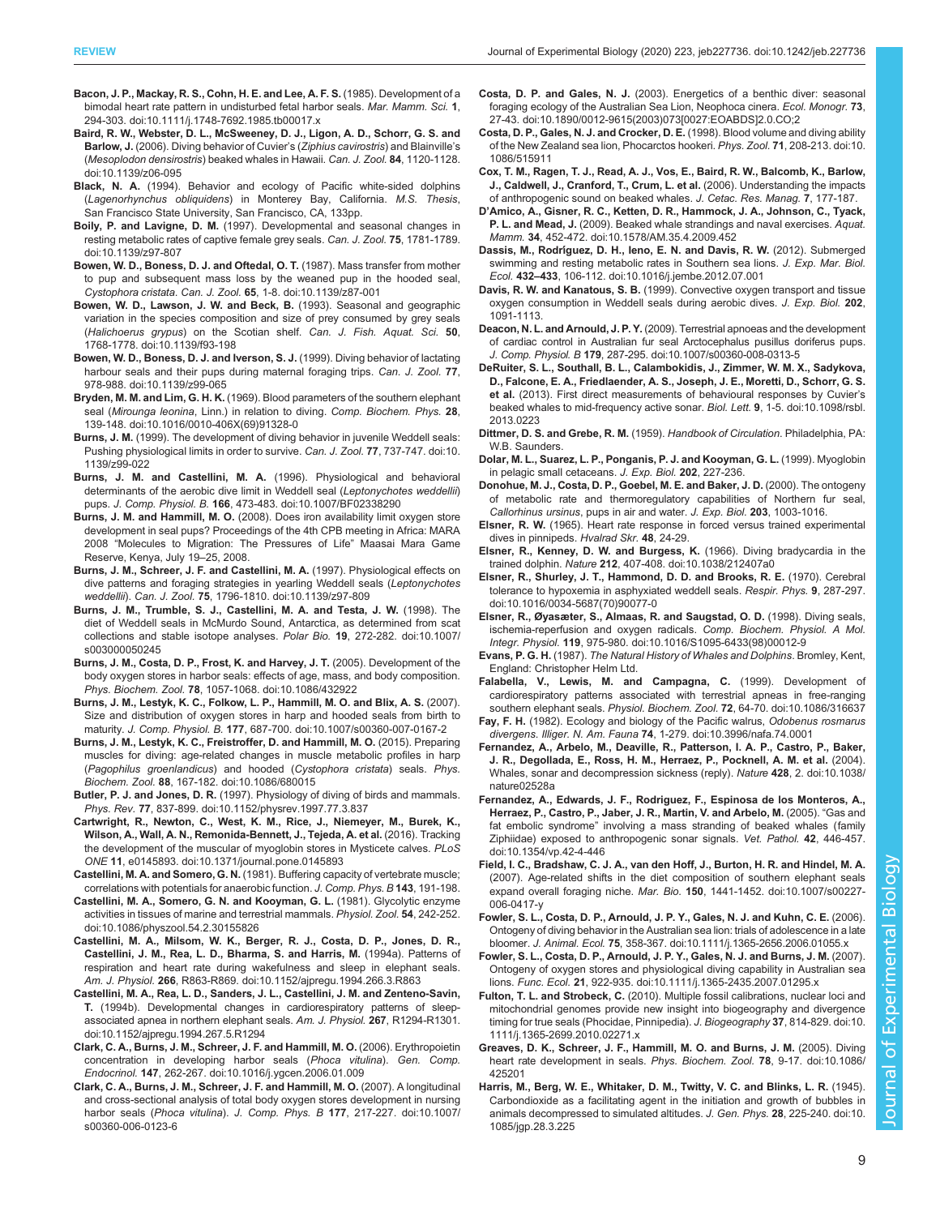**Bacon, J. P., Mackay, R. S., Cohn, H. E. and Lee, A. F. S.** (1985). Development of a bimodal heart rate pattern in undisturbed fetal harbor seals. *Mar. Mamm. Sci.* **1**, 294-303. doi:10.1111/j.1748-7692.1985.tb00017.x

**Baird, R. W., Webster, D. L., McSweeney, D. J., Ligon, A. D., Schorr, G. S. and Barlow, J.** (2006). Diving behavior of Cuvier's (*Ziphius cavirostris*) and Blainville's (*Mesoplodon densirostris*) beaked whales in Hawaii. *Can. J. Zool.* **84**, 1120-1128. doi:10.1139/z06-095

**Black, N. A.** (1994). Behavior and ecology of Pacific white-sided dolphins (*Lagenorhynchus obliquidens*) in Monterey Bay, California. *M.S. Thesis*, San Francisco State University, San Francisco, CA, 133pp.

**Boily, P. and Lavigne, D. M.** (1997). Developmental and seasonal changes in resting metabolic rates of captive female grey seals. *Can. J. Zool.* **75**, 1781-1789. doi:10.1139/z97-807

**Bowen, W. D., Boness, D. J. and Oftedal, O. T.** (1987). Mass transfer from mother to pup and subsequent mass loss by the weaned pup in the hooded seal, *Cystophora cristata*. *Can. J. Zool.* **65**, 1-8. doi:10.1139/z87-001

**Bowen, W. D., Lawson, J. W. and Beck, B.** (1993). Seasonal and geographic variation in the species composition and size of prey consumed by grey seals (*Halichoerus grypus*) on the Scotian shelf. *Can. J. Fish. Aquat. Sci.* **50**, 1768-1778. doi:10.1139/f93-198

**Bowen, W. D., Boness, D. J. and Iverson, S. J.** (1999). Diving behavior of lactating harbour seals and their pups during maternal foraging trips. *Can. J. Zool.* **77**, 978-988. doi:10.1139/z99-065

**Bryden, M. M. and Lim, G. H. K.** (1969). Blood parameters of the southern elephant seal (*Mirounga leonina*, Linn.) in relation to diving. *Comp. Biochem. Phys.* **28**, 139-148. doi:10.1016/0010-406X(69)91328-0

**Burns, J. M.** (1999). The development of diving behavior in juvenile Weddell seals: Pushing physiological limits in order to survive. *Can. J. Zool.* **77**, 737-747. doi:10.1139/z99-022

**Burns, J. M. and Castellini, M. A.** (1996). Physiological and behavioral determinants of the aerobic dive limit in Weddell seal (*Leptonychotes weddellii*) pups. *J. Comp. Physiol. B.* **166**, 473-483. doi:10.1007/BF02338290

**Burns, J. M. and Hammill, M. O.** (2008). Does iron availability limit oxygen store development in seal pups? Proceedings of the 4th CPB meeting in Africa: MARA 2008 "Molecules to Migration: The Pressures of Life" Maasai Mara Game Reserve, Kenya, July 19–25, 2008.

**Burns, J. M., Schreer, J. F. and Castellini, M. A.** (1997). Physiological effects on dive patterns and foraging strategies in yearling Weddell seals (*Leptonychotes weddellii*). *Can. J. Zool.* **75**, 1796-1810. doi:10.1139/z97-809

**Burns, J. M., Trumble, S. J., Castellini, M. A. and Testa, J. W.** (1998). The diet of Weddell seals in McMurdo Sound, Antarctica, as determined from scat collections and stable isotope analyses. *Polar Bio.* **19**, 272-282. doi:10.1007/s003000050245

**Burns, J. M., Costa, D. P., Frost, K. and Harvey, J. T.** (2005). Development of the body oxygen stores in harbor seals: effects of age, mass, and body composition. *Phys. Biochem. Zool.* **78**, 1057-1068. doi:10.1086/432922

**Burns, J. M., Lestyk, K. C., Folkow, L. P., Hammill, M. O. and Blix, A. S.** (2007). Size and distribution of oxygen stores in harp and hooded seals from birth to maturity. *J. Comp. Physiol. B.* **177**, 687-700. doi:10.1007/s00360-007-0167-2

**Burns, J. M., Lestyk, K. C., Freistroffer, D. and Hammill, M. O.** (2015). Preparing muscles for diving: age-related changes in muscle metabolic profiles in harp (*Pagophilus groenlandicus*) and hooded (*Cystophora cristata*) seals. *Phys. Biochem. Zool.* **88**, 167-182. doi:10.1086/680015

**Butler, P. J. and Jones, D. R.** (1997). Physiology of diving of birds and mammals. *Phys. Rev.* **77**, 837-899. doi:10.1152/physrev.1997.77.3.837

**Cartwright, R., Newton, C., West, K. M., Rice, J., Niemeyer, M., Burek, K., Wilson, A., Wall, A. N., Remonida-Bennett, J., Tejeda, A. et al.** (2016). Tracking the development of the muscular of myoglobin stores in Mysticete calves. *PLoS ONE* **11**, e0145893. doi:10.1371/journal.pone.0145893

**Castellini, M. A. and Somero, G. N.** (1981). Buffering capacity of vertebrate muscle; correlations with potentials for anaerobic function. *J. Comp. Phys. B* **143**, 191-198.

**Castellini, M. A., Somero, G. N. and Kooyman, G. L.** (1981). Glycolytic enzyme activities in tissues of marine and terrestrial mammals. *Physiol. Zool.* **54**, 242-252. doi:10.1086/physzool.54.2.30155826

**Castellini, M. A., Milsom, W. K., Berger, R. J., Costa, D. P., Jones, D. R., Castellini, J. M., Rea, L. D., Bharma, S. and Harris, M.** (1994a). Patterns of respiration and heart rate during wakefulness and sleep in elephant seals. *Am. J. Physiol.* **266**, R863-R869. doi:10.1152/ajpregu.1994.266.3.R863

**Castellini, M. A., Rea, L. D., Sanders, J. L., Castellini, J. M. and Zenteno-Savin, T.** (1994b). Developmental changes in cardiorespiratory patterns of sleep-associated apnea in northern elephant seals. *Am. J. Physiol.* **267**, R1294-R1301. doi:10.1152/ajpregu.1994.267.5.R1294

**Clark, C. A., Burns, J. M., Schreer, J. F. and Hammill, M. O.** (2006). Erythropoietin concentration in developing harbor seals (*Phoca vitulina*). *Gen. Comp. Endocrinol.* **147**, 262-267. doi:10.1016/j.ygcen.2006.01.009

**Clark, C. A., Burns, J. M., Schreer, J. F. and Hammill, M. O.** (2007). A longitudinal and cross-sectional analysis of total body oxygen stores development in nursing harbor seals (*Phoca vitulina*). *J. Comp. Phys. B* **177**, 217-227. doi:10.1007/s00360-006-0123-6

**Costa, D. P. and Gales, N. J.** (2003). Energetics of a benthic diver: seasonal foraging ecology of the Australian Sea Lion, Neophoca cinera. *Ecol. Monogr.* **73**, 27-43. doi:10.1890/0012-9615(2003)073[0027:EOABDS]2.0.CO;2

**Costa, D. P., Gales, N. J. and Crocker, D. E.** (1998). Blood volume and diving ability of the New Zealand sea lion, Phocarctos hookeri. *Phys. Zool.* **71**, 208-213. doi:10.1086/515911

**Cox, T. M., Ragen, T. J., Read, A. J., Vos, E., Baird, R. W., Balcomb, K., Barlow, J., Caldwell, J., Cranford, T., Crum, L. et al.** (2006). Understanding the impacts of anthropogenic sound on beaked whales. *J. Cetac. Res. Manag.* **7**, 177-187.

**D'Amico, A., Gisner, R. C., Ketten, D. R., Hammock, J. A., Johnson, C., Tyack, P. L. and Mead, J.** (2009). Beaked whale strandings and naval exercises. *Aquat. Mamm.* **34**, 452-472. doi:10.1578/AM.35.4.2009.452

**Dassis, M., Rodríguez, D. H., Ieno, E. N. and Davis, R. W.** (2012). Submerged swimming and resting metabolic rates in Southern sea lions. *J. Exp. Mar. Biol. Ecol.* **432–433**, 106-112. doi:10.1016/j.jembe.2012.07.001

**Davis, R. W. and Kanatous, S. B.** (1999). Convective oxygen transport and tissue oxygen consumption in Weddell seals during aerobic dives. *J. Exp. Biol.* **202**, 1091-1113.

**Deacon, N. L. and Arnould, J. P. Y.** (2009). Terrestrial apnoeas and the development of cardiac control in Australian fur seal Arctocephalus pusillus doriferus pups. *J. Comp. Physiol. B* **179**, 287-295. doi:10.1007/s00360-008-0313-5

**DeRuiter, S. L., Southall, B. L., Calambokidis, J., Zimmer, W. M. X., Sadykova, D., Falcone, E. A., Friedlaender, A. S., Joseph, J. E., Moretti, D., Schorr, G. S. et al.** (2013). First direct measurements of behavioural responses by Cuvier's beaked whales to mid-frequency active sonar. *Biol. Lett.* **9**, 1-5. doi:10.1098/rsbl.2013.0223

**Dittmer, D. S. and Grebe, R. M.** (1959). *Handbook of Circulation*. Philadelphia, PA: W.B. Saunders.

**Dolar, M. L., Suarez, L. P., Ponganis, P. J. and Kooyman, G. L.** (1999). Myoglobin in pelagic small cetaceans. *J. Exp. Biol.* **202**, 227-236.

**Donohue, M. J., Costa, D. P., Goebel, M. E. and Baker, J. D.** (2000). The ontogeny of metabolic rate and thermoregulatory capabilities of Northern fur seal, *Callorhinus ursinus*, pups in air and water. *J. Exp. Biol.* **203**, 1003-1016.

**Elsner, R. W.** (1965). Heart rate response in forced versus trained experimental dives in pinnipeds. *Hvalrad Skr.* **48**, 24-29.

**Elsner, R., Kenney, D. W. and Burgess, K.** (1966). Diving bradycardia in the trained dolphin. *Nature* **212**, 407-408. doi:10.1038/212407a0

**Elsner, R., Shurley, J. T., Hammond, D. D. and Brooks, R. E.** (1970). Cerebral tolerance to hypoxemia in asphyxiated weddell seals. *Respir. Phys.* **9**, 287-297. doi:10.1016/0034-5687(70)90077-0

**Elsner, R., Øyasæter, S., Almaas, R. and Saugstad, O. D.** (1998). Diving seals, ischemia-reperfusion and oxygen radicals. *Comp. Biochem. Physiol. A Mol. Integr. Physiol.* **119**, 975-980. doi:10.1016/S1095-6433(98)00012-9

**Evans, P. G. H.** (1987). *The Natural History of Whales and Dolphins*. Bromley, Kent, England: Christopher Helm Ltd.

**Falabella, V., Lewis, M. and Campagna, C.** (1999). Development of cardiorespiratory patterns associated with terrestrial apneas in free-ranging southern elephant seals. *Physiol. Biochem. Zool.* **72**, 64-70. doi:10.1086/316637

**Fay, F. H.** (1982). Ecology and biology of the Pacific walrus, *Odobenus rosmarus divergens*. *Illiger. N. Am. Fauna* **74**, 1-279. doi:10.3996/nafa.74.0001

**Fernandez, A., Arbelo, M., Deaville, R., Patterson, I. A. P., Castro, P., Baker, J. R., Degollada, E., Ross, H. M., Herraez, P., Pocknell, A. M. et al.** (2004). Whales, sonar and decompression sickness (reply). *Nature* **428**, 2. doi:10.1038/nature02528a

**Fernandez, A., Edwards, J. F., Rodriguez, F., Espinosa de los Monteros, A., Herraez, P., Castro, P., Jaber, J. R., Martin, V. and Arbelo, M.** (2005). "Gas and fat embolic syndrome" involving a mass stranding of beaked whales (family Ziphiidae) exposed to anthropogenic sonar signals. *Vet. Pathol.* **42**, 446-457. doi:10.1354/vp.42-4-446

**Field, I. C., Bradshaw, C. J. A., van den Hoff, J., Burton, H. R. and Hindel, M. A.** (2007). Age-related shifts in the diet composition of southern elephant seals expand overall foraging niche. *Mar. Bio.* **150**, 1441-1452. doi:10.1007/s00227-006-0417-y

**Fowler, S. L., Costa, D. P., Arnould, J. P. Y., Gales, N. J. and Kuhn, C. E.** (2006). Ontogeny of diving behavior in the Australian sea lion: trials of adolescence in a late bloomer. *J. Animal. Ecol.* **75**, 358-367. doi:10.1111/j.1365-2656.2006.01055.x

**Fowler, S. L., Costa, D. P., Arnould, J. P. Y., Gales, N. J. and Burns, J. M.** (2007). Ontogeny of oxygen stores and physiological diving capability in Australian sea lions. *Func. Ecol.* **21**, 922-935. doi:10.1111/j.1365-2435.2007.01295.x

**Fulton, T. L. and Strobeck, C.** (2010). Multiple fossil calibrations, nuclear loci and mitochondrial genomes provide new insight into biogeography and divergence timing for true seals (Phocidae, Pinnipedia). *J. Biogeography* **37**, 814-829. doi:10.1111/j.1365-2699.2010.02271.x

**Greaves, D. K., Schreer, J. F., Hammill, M. O. and Burns, J. M.** (2005). Diving heart rate development in seals. *Phys. Biochem. Zool.* **78**, 9-17. doi:10.1086/425201

**Harris, M., Berg, W. E., Whitaker, D. M., Twitty, V. C. and Blinks, L. R.** (1945). Carbondioxide as a facilitating agent in the initiation and growth of bubbles in animals decompressed to simulated altitudes. *J. Gen. Phys.* **28**, 225-240. doi:10.1085/jgp.28.3.225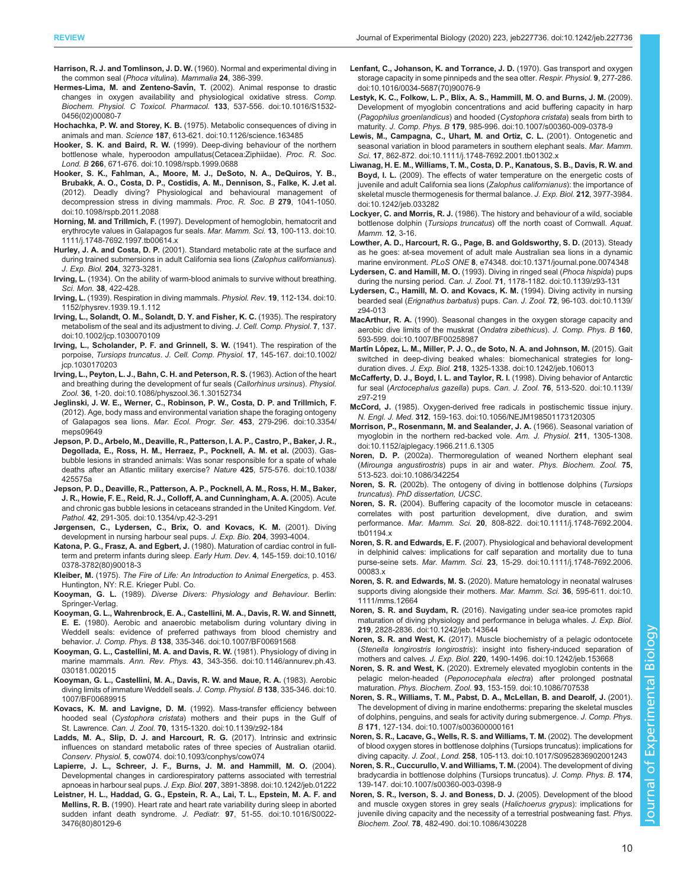**Harrison, R. J. and Tomlinson, J. D. W.** (1960). Normal and experimental diving in the common seal (*Phoca vitulina*). *Mammalia* **24**, 386-399.

**Hermes-Lima, M. and Zenteno-Savín, T.** (2002). Animal response to drastic changes in oxygen availability and physiological oxidative stress. *Comp. Biochem. Physiol. C Toxicol. Pharmacol.* **133**, 537-556. doi:10.1016/S1532-0456(02)00080-7

**Hochachka, P. W. and Storey, K. B.** (1975). Metabolic consequences of diving in animals and man. *Science* **187**, 613-621. doi:10.1126/science.163485

**Hooker, S. K. and Baird, R. W.** (1999). Deep-diving behaviour of the northern bottlenose whale, hyperoodon ampullatus(Cetacea:Ziphiidae). *Proc. R. Soc. Lond. B* **266**, 671-676. doi:10.1098/rspb.1999.0688

**Hooker, S. K., Fahlman, A., Moore, M. J., DeSoto, N. A., DeQuiros, Y. B., Brubakk, A. O., Costa, D. P., Costidis, A. M., Dennison, S., Falke, K. J.et al.** (2012). Deadly diving? Physiological and behavioural management of decompression stress in diving mammals. *Proc. R. Soc. B* **279**, 1041-1050. doi:10.1098/rspb.2011.2088

**Horning, M. and Trillmich, F.** (1997). Development of hemoglobin, hematocrit and erythrocyte values in Galapagos fur seals. *Mar. Mamm. Sci.* **13**, 100-113. doi:10.1111/j.1748-7692.1997.tb00614.x

**Hurley, J. A. and Costa, D. P.** (2001). Standard metabolic rate at the surface and during trained submersions in adult California sea lions (*Zalophus californianus*). *J. Exp. Biol.* **204**, 3273-3281.

**Irving, L.** (1934). On the ability of warm-blood animals to survive without breathing. *Sci. Mon.* **38**, 422-428.

**Irving, L.** (1939). Respiration in diving mammals. *Physiol. Rev.* **19**, 112-134. doi:10.1152/physrev.1939.19.1.112

**Irving, L., Solandt, O. M., Solandt, D. Y. and Fisher, K. C.** (1935). The respiratory metabolism of the seal and its adjustment to diving. *J. Cell. Comp. Physiol.* **7**, 137. doi:10.1002/jcp.1030070109

**Irving, L., Scholander, P. F. and Grinnell, S. W.** (1941). The respiration of the porpoise, *Tursiops truncatus*. *J. Cell. Comp. Physiol.* **17**, 145-167. doi:10.1002/jcp.1030170203

**Irving, L., Peyton, L. J., Bahn, C. H. and Peterson, R. S.** (1963). Action of the heart and breathing during the development of fur seals (*Callorhinus ursinus*). *Physiol. Zool.* **36**, 1-20. doi:10.1086/physzool.36.1.30152734

**Jeglinski, J. W. E., Werner, C., Robinson, P. W., Costa, D. P. and Trillmich, F.** (2012). Age, body mass and environmental variation shape the foraging ontogeny of Galapagos sea lions. *Mar. Ecol. Progr. Ser.* **453**, 279-296. doi:10.3354/meps09649

**Jepson, P. D., Arbelo, M., Deaville, R., Patterson, I. A. P., Castro, P., Baker, J. R., Degollada, E., Ross, H. M., Herraez, P., Pocknell, A. M. et al.** (2003). Gas-bubble lesions in stranded animals: Was sonar responsible for a spate of whale deaths after an Atlantic military exercise? *Nature* **425**, 575-576. doi:10.1038/425575a

**Jepson, P. D., Deaville, R., Patterson, I. A. P., Pocknell, A. M., Ross, H. M., Baker, J. R., Howie, F. E., Reid, R. J., Colloff, A. and Cunningham, A. A.** (2005). Acute and chronic gas bubble lesions in cetaceans stranded in the United Kingdom. *Vet. Pathol.* **42**, 291-305. doi:10.1354/vp.42-3-291

**Jørgensen, C., Lydersen, C., Brix, O. and Kovacs, K. M.** (2001). Diving development in nursing harbour seal pups. *J. Exp. Bio.* **204**, 3993-4004.

**Katona, P. G., Frasz, A. and Egbert, J.** (1980). Maturation of cardiac control in full-term and preterm infants during sleep. *Early Hum. Dev.* **4**, 145-159. doi:10.1016/0378-3782(80)90018-3

**Kleiber, M.** (1975). *The Fire of Life: An Introduction to Animal Energetics*, p. 453. Huntington, NY: R.E. Krieger Publ. Co.

**Kooyman, G. L.** (1989). *Diverse Divers: Physiology and Behaviour*. Berlin: Springer-Verlag.

**Kooyman, G. L., Wahrenbrock, E. A., Castellini, M. A., Davis, R. W. and Sinnett, E. E.** (1980). Aerobic and anaerobic metabolism during voluntary diving in Weddell seals: evidence of preferred pathways from blood chemistry and behavior. *J. Comp. Phys. B* **138**, 335-346. doi:10.1007/BF00691568

**Kooyman, G. L., Castellini, M. A. and Davis, R. W.** (1981). Physiology of diving in marine mammals. *Ann. Rev. Phys.* **43**, 343-356. doi:10.1146/annurev.ph.43.030181.002015

**Kooyman, G. L., Castellini, M. A., Davis, R. W. and Maue, R. A.** (1983). Aerobic diving limits of immature Weddell seals. *J. Comp. Physiol. B* **138**, 335-346. doi:10.1007/BF00689915

**Kovacs, K. M. and Lavigne, D. M.** (1992). Mass-transfer efficiency between hooded seal (*Cystophora cristata*) mothers and their pups in the Gulf of St. Lawrence. *Can. J. Zool.* **70**, 1315-1320. doi:10.1139/z92-184

**Ladds, M. A., Slip, D. J. and Harcourt, R. G.** (2017). Intrinsic and extrinsic influences on standard metabolic rates of three species of Australian otariid. *Conserv. Physiol.* **5**, cow074. doi:10.1093/conphys/cow074

**Lapierre, J. L., Schreer, J. F., Burns, J. M. and Hammill, M. O.** (2004). Developmental changes in cardiorespiratory patterns associated with terrestrial apnoeas in harbour seal pups. *J. Exp. Biol.* **207**, 3891-3898. doi:10.1242/jeb.01222

**Leistner, H. L., Haddad, G. G., Epstein, R. A., Lai, T. L., Epstein, M. A. F. and Mellins, R. B.** (1990). Heart rate and heart rate variability during sleep in aborted sudden infant death syndrome. *J. Pediatr.* **97**, 51-55. doi:10.1016/S0022-3476(80)80129-6

**Lenfant, C., Johanson, K. and Torrance, J. D.** (1970). Gas transport and oxygen storage capacity in some pinnipeds and the sea otter. *Respir. Physiol.* **9**, 277-286. doi:10.1016/0034-5687(70)90076-9

**Lestyk, K. C., Folkow, L. P., Blix, A. S., Hammill, M. O. and Burns, J. M.** (2009). Development of myoglobin concentrations and acid buffering capacity in harp (*Pagophilus groenlandicus*) and hooded (*Cystophora cristata*) seals from birth to maturity. *J. Comp. Phys. B* **179**, 985-996. doi:10.1007/s00360-009-0378-9

**Lewis, M., Campagna, C., Uhart, M. and Ortiz, C. L.** (2001). Ontogenetic and seasonal variation in blood parameters in southern elephant seals. *Mar. Mamm. Sci.* **17**, 862-872. doi:10.1111/j.1748-7692.2001.tb01302.x

**Liwanag, H. E. M., Williams, T. M., Costa, D. P., Kanatous, S. B., Davis, R. W. and Boyd, I. L.** (2009). The effects of water temperature on the energetic costs of juvenile and adult California sea lions (*Zalophus californianus*): the importance of skeletal muscle thermogenesis for thermal balance. *J. Exp. Biol.* **212**, 3977-3984. doi:10.1242/jeb.033282

**Lockyer, C. and Morris, R. J.** (1986). The history and behaviour of a wild, sociable bottlenose dolphin (*Tursiops truncatus*) off the north coast of Cornwall. *Aquat. Mamm.* **12**, 3-16.

**Lowther, A. D., Harcourt, R. G., Page, B. and Goldsworthy, S. D.** (2013). Steady as he goes: at-sea movement of adult male Australian sea lions in a dynamic marine environment. *PLoS ONE* **8**, e74348. doi:10.1371/journal.pone.0074348

**Lydersen, C. and Hamill, M. O.** (1993). Diving in ringed seal (*Phoca hispida*) pups during the nursing period. *Can. J. Zool.* **71**, 1178-1182. doi:10.1139/z93-131

**Lydersen, C., Hamill, M. O. and Kovacs, K. M.** (1994). Diving activity in nursing bearded seal (*Erignathus barbatus*) pups. *Can. J. Zool.* **72**, 96-103. doi:10.1139/z94-013

**MacArthur, R. A.** (1990). Seasonal changes in the oxygen storage capacity and aerobic dive limits of the muskrat (*Ondatra zibethicus*). *J. Comp. Phys. B* **160**, 593-599. doi:10.1007/BF00258987

**Martín López, L. M., Miller, P. J. O., de Soto, N. A. and Johnson, M.** (2015). Gait switched in deep-diving beaked whales: biomechanical strategies for long-duration dives. *J. Exp. Biol.* **218**, 1325-1338. doi:10.1242/jeb.106013

**McCafferty, D. J., Boyd, I. L. and Taylor, R. I.** (1998). Diving behavior of Antarctic fur seal (*Arctocephalus gazella*) pups. *Can. J. Zool.* **76**, 513-520. doi:10.1139/z97-219

**McCord, J.** (1985). Oxygen-derived free radicals in postischemic tissue injury. *N. Engl. J. Med.* **312**, 159-163. doi:10.1056/NEJM198501173120305

**Morrison, P., Rosenmann, M. and Sealander, J. A.** (1966). Seasonal variation of myoglobin in the northern red-backed vole. *Am. J. Physiol.* **211**, 1305-1308. doi:10.1152/ajplegacy.1966.211.6.1305

**Noren, D. P.** (2002a). Thermoregulation of weaned Northern elephant seal (*Mirounga angustirostris*) pups in air and water. *Phys. Biochem. Zool.* **75**, 513-523. doi:10.1086/342254

**Noren, S. R.** (2002b). The ontogeny of diving in bottlenose dolphins (*Tursiops truncatus*). *PhD dissertation, UCSC*.

**Noren, S. R.** (2004). Buffering capacity of the locomotor muscle in cetaceans: correlates with post parturition development, dive duration, and swim performance. *Mar. Mamm. Sci.* **20**, 808-822. doi:10.1111/j.1748-7692.2004.tb01194.x

**Noren, S. R. and Edwards, E. F.** (2007). Physiological and behavioral development in delphinid calves: implications for calf separation and mortality due to tuna purse-seine sets. *Mar. Mamm. Sci.* **23**, 15-29. doi:10.1111/j.1748-7692.2006.00083.x

**Noren, S. R. and Edwards, M. S.** (2020). Mature hematology in neonatal walruses supports diving alongside their mothers. *Mar. Mamm. Sci.* **36**, 595-611. doi:10.1111/mms.12664

**Noren, S. R. and Suydam, R.** (2016). Navigating under sea-ice promotes rapid maturation of diving physiology and performance in beluga whales. *J. Exp. Biol.* **219**, 2828-2836. doi:10.1242/jeb.143644

**Noren, S. R. and West, K.** (2017). Muscle biochemistry of a pelagic odontocete (*Stenella longirostris longirostris*): insight into fishery-induced separation of mothers and calves. *J. Exp. Biol.* **220**, 1490-1496. doi:10.1242/jeb.153668

**Noren, S. R. and West, K.** (2020). Extremely elevated myoglobin contents in the pelagic melon-headed (*Peponocephala electra*) after prolonged postnatal maturation. *Phys. Biochem. Zool.* **93**, 153-159. doi:10.1086/707538

**Noren, S. R., Williams, T. M., Pabst, D. A., McLellan, B. and Dearolf, J.** (2001). The development of diving in marine endotherms: preparing the skeletal muscles of dolphins, penguins, and seals for activity during submergence. *J. Comp. Phys. B* **171**, 127-134. doi:10.1007/s003600000161

**Noren, S. R., Lacave, G., Wells, R. S. and Williams, T. M.** (2002). The development of blood oxygen stores in bottlenose dolphins (Tursiops truncatus): implications for diving capacity. *J. Zool., Lond.* **258**, 105-113. doi:10.1017/S0952836902001243

**Noren, S. R., Cuccurullo, V. and Williams, T. M.** (2004). The development of diving bradycardia in bottlenose dolphins (Tursiops truncatus). *J. Comp. Phys. B.* **174**, 139-147. doi:10.1007/s00360-003-0398-9

**Noren, S. R., Iverson, S. J. and Boness, D. J.** (2005). Development of the blood and muscle oxygen stores in grey seals (*Halichoerus grypus*): implications for juvenile diving capacity and the necessity of a terrestrial postweaning fast. *Phys. Biochem. Zool.* **78**, 482-490. doi:10.1086/430228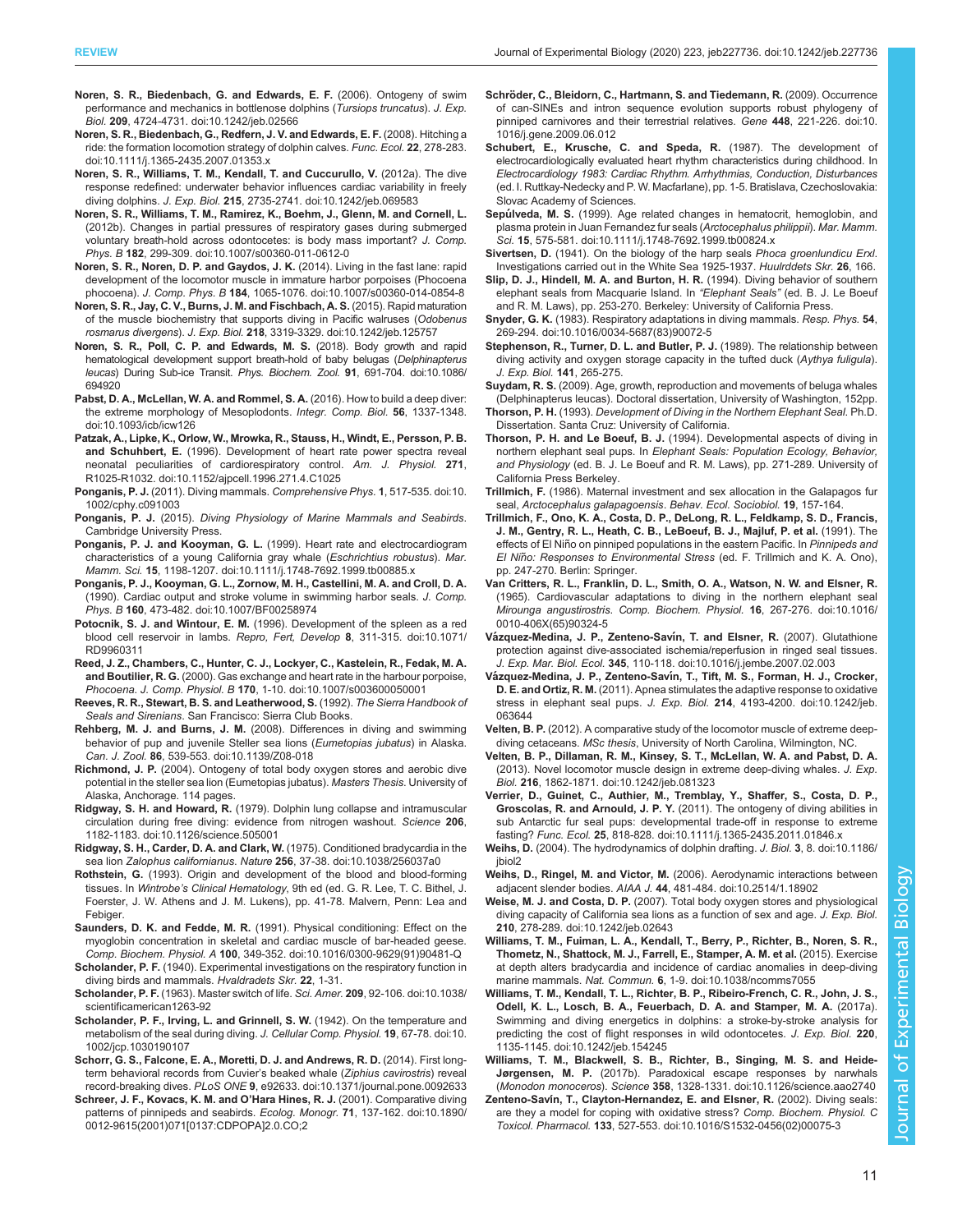**Noren, S. R., Biedenbach, G. and Edwards, E. F.** (2006). Ontogeny of swim performance and mechanics in bottlenose dolphins (*Tursiops truncatus*). *J. Exp. Biol.* **209**, 4724-4731. doi:10.1242/jeb.02566

**Noren, S. R., Biedenbach, G., Redfern, J. V. and Edwards, E. F.** (2008). Hitching a ride: the formation locomotion strategy of dolphin calves. *Func. Ecol.* **22**, 278-283. doi:10.1111/j.1365-2435.2007.01353.x

**Noren, S. R., Williams, T. M., Kendall, T. and Cuccurullo, V.** (2012a). The dive response redefined: underwater behavior influences cardiac variability in freely diving dolphins. *J. Exp. Biol.* **215**, 2735-2741. doi:10.1242/jeb.069583

**Noren, S. R., Williams, T. M., Ramirez, K., Boehm, J., Glenn, M. and Cornell, L.** (2012b). Changes in partial pressures of respiratory gases during submerged voluntary breath-hold across odontocetes: is body mass important? *J. Comp. Phys. B* **182**, 299-309. doi:10.1007/s00360-011-0612-0

**Noren, S. R., Noren, D. P. and Gaydos, J. K.** (2014). Living in the fast lane: rapid development of the locomotor muscle in immature harbor porpoises (Phocoena phocoena). *J. Comp. Phys. B* **184**, 1065-1076. doi:10.1007/s00360-014-0854-8

**Noren, S. R., Jay, C. V., Burns, J. M. and Fischbach, A. S.** (2015). Rapid maturation of the muscle biochemistry that supports diving in Pacific walruses (*Odobenus rosmarus divergens*). *J. Exp. Biol.* **218**, 3319-3329. doi:10.1242/jeb.125757

**Noren, S. R., Poll, C. P. and Edwards, M. S.** (2018). Body growth and rapid hematological development support breath-hold of baby belugas (*Delphinapterus leucas*) During Sub-ice Transit. *Phys. Biochem. Zool.* **91**, 691-704. doi:10.1086/694920

**Pabst, D. A., McLellan, W. A. and Rommel, S. A.** (2016). How to build a deep diver: the extreme morphology of Mesoplodonts. *Integr. Comp. Biol.* **56**, 1337-1348. doi:10.1093/icb/icw126

**Patzak, A., Lipke, K., Orlow, W., Mrowka, R., Stauss, H., Windt, E., Persson, P. B. and Schubert, E.** (1996). Development of heart rate power spectra reveal neonatal peculiarities of cardiorespiratory control. *Am. J. Physiol.* **271**, R1025-R1032. doi:10.1152/ajpcell.1996.271.4.C1025

**Ponganis, P. J.** (2011). Diving mammals. *Comprehensive Phys.* **1**, 517-535. doi:10.1002/cphy.c091003

**Ponganis, P. J.** (2015). *Diving Physiology of Marine Mammals and Seabirds*. Cambridge University Press.

**Ponganis, P. J. and Kooyman, G. L.** (1999). Heart rate and electrocardiogram characteristics of a young California gray whale (*Eschrichtius robustus*). *Mar. Mamm. Sci.* **15**, 1198-1207. doi:10.1111/j.1748-7692.1999.tb00885.x

**Ponganis, P. J., Kooyman, G. L., Zornow, M. H., Castellini, M. A. and Croll, D. A.** (1990). Cardiac output and stroke volume in swimming harbor seals. *J. Comp. Phys. B* **160**, 473-482. doi:10.1007/BF00258974

**Potocnik, S. J. and Wintour, E. M.** (1996). Development of the spleen as a red blood cell reservoir in lambs. *Repro, Fert, Develop* **8**, 311-315. doi:10.1071/RD9960311

**Reed, J. Z., Chambers, C., Hunter, C. J., Lockyer, C., Kastelein, R., Fedak, M. A. and Boutilier, R. G.** (2000). Gas exchange and heart rate in the harbour porpoise, *Phocoena*. *J. Comp. Physiol. B* **170**, 1-10. doi:10.1007/s003600050001

**Reeves, R. R., Stewart, B. S. and Leatherwood, S.** (1992). *The Sierra Handbook of Seals and Sirenians*. San Francisco: Sierra Club Books.

**Rehberg, M. J. and Burns, J. M.** (2008). Differences in diving and swimming behavior of pup and juvenile Steller sea lions (*Eumetopias jubatus*) in Alaska. *Can. J. Zool.* **86**, 539-553. doi:10.1139/Z08-018

**Richmond, J. P.** (2004). Ontogeny of total body oxygen stores and aerobic dive potential in the steller sea lion (Eumetopias jubatus). *Masters Thesis*. University of Alaska, Anchorage. 114 pages.

**Ridgway, S. H. and Howard, R.** (1979). Dolphin lung collapse and intramuscular circulation during free diving: evidence from nitrogen washout. *Science* **206**, 1182-1183. doi:10.1126/science.505001

**Ridgway, S. H., Carder, D. A. and Clark, W.** (1975). Conditioned bradycardia in the sea lion *Zalophus californianus*. *Nature* **256**, 37-38. doi:10.1038/256037a0

**Rothstein, G.** (1993). Origin and development of the blood and blood-forming tissues. In *Wintrobe's Clinical Hematology*, 9th ed (ed. G. R. Lee, T. C. Bithel, J. Foerster, J. W. Athens and J. M. Lukens), pp. 41-78. Malvern, Penn: Lea and Febiger.

**Saunders, D. K. and Fedde, M. R.** (1991). Physical conditioning: Effect on the myoglobin concentration in skeletal and cardiac muscle of bar-headed geese. *Comp. Biochem. Physiol. A* **100**, 349-352. doi:10.1016/0300-9629(91)90481-Q

**Scholander, P. F.** (1940). Experimental investigations on the respiratory function in diving birds and mammals. *Hvaldradets Skr.* **22**, 1-31.

**Scholander, P. F.** (1963). Master switch of life. *Sci. Amer.* **209**, 92-106. doi:10.1038/scientificamerican1263-92

**Scholander, P. F., Irving, L. and Grinnell, S. W.** (1942). On the temperature and metabolism of the seal during diving. *J. Cellular Comp. Physiol.* **19**, 67-78. doi:10.1002/jcp.1030190107

**Schorr, G. S., Falcone, E. A., Moretti, D. J. and Andrews, R. D.** (2014). First long-term behavioral records from Cuvier's beaked whale (*Ziphius cavirostris*) reveal record-breaking dives. *PLoS ONE* **9**, e92633. doi:10.1371/journal.pone.0092633

**Schreer, J. F., Kovacs, K. M. and O'Hara Hines, R. J.** (2001). Comparative diving patterns of pinnipeds and seabirds. *Ecolog. Monogr.* **71**, 137-162. doi:10.1890/0012-9615(2001)071[0137:CDPOPA]2.0.CO;2

**Schröder, C., Bleidorn, C., Hartmann, S. and Tiedemann, R.** (2009). Occurrence of can-SINEs and intron sequence evolution supports robust phylogeny of pinniped carnivores and their terrestrial relatives. *Gene* **448**, 221-226. doi:10.1016/j.gene.2009.06.012

**Schubert, E., Krusche, C. and Speda, R.** (1987). The development of electrocardiologically evaluated heart rhythm characteristics during childhood. In *Electrocardiology 1983: Cardiac Rhythm. Arrhythmias, Conduction, Disturbances* (ed. I. Ruttkay-Nedecky and P. W. Macfarlane), pp. 1-5. Bratislava, Czechoslovakia: Slovac Academy of Sciences.

**Sepúlveda, M. S.** (1999). Age related changes in hematocrit, hemoglobin, and plasma protein in Juan Fernandez fur seals (*Arctocephalus philippii*). *Mar. Mamm. Sci.* **15**, 575-581. doi:10.1111/j.1748-7692.1999.tb00824.x

**Sivertsen, D.** (1941). On the biology of the harp seals *Phoca groenlundicu Erxl*. Investigations carried out in the White Sea 1925-1937. *Huulrddets Skr.* **26**, 166.

**Slip, D. J., Hindell, M. A. and Burton, H. R.** (1994). Diving behavior of southern elephant seals from Macquarie Island. In *"Elephant Seals"* (ed. B. J. Le Boeuf and R. M. Laws), pp. 253-270. Berkeley: University of California Press.

**Snyder, G. K.** (1983). Respiratory adaptations in diving mammals. *Resp. Phys.* **54**, 269-294. doi:10.1016/0034-5687(83)90072-5

**Stephenson, R., Turner, D. L. and Butler, P. J.** (1989). The relationship between diving activity and oxygen storage capacity in the tufted duck (*Aythya fuligula*). *J. Exp. Biol.* **141**, 265-275.

**Suydam, R. S.** (2009). Age, growth, reproduction and movements of beluga whales (Delphinapterus leucas). Doctoral dissertation, University of Washington, 152pp.

**Thorson, P. H.** (1993). *Development of Diving in the Northern Elephant Seal*. Ph.D. Dissertation. Santa Cruz: University of California.

**Thorson, P. H. and Le Boeuf, B. J.** (1994). Developmental aspects of diving in northern elephant seal pups. In *Elephant Seals: Population Ecology, Behavior, and Physiology* (ed. B. J. Le Boeuf and R. M. Laws), pp. 271-289. University of California Press Berkeley.

**Trillmich, F.** (1986). Maternal investment and sex allocation in the Galapagos fur seal, *Arctocephalus galapagoensis*. *Behav. Ecol. Sociobiol.* **19**, 157-164.

**Trillmich, F., Ono, K. A., Costa, D. P., DeLong, R. L., Feldkamp, S. D., Francis, J. M., Gentry, R. L., Heath, C. B., LeBoeuf, B. J., Majluf, P. et al.** (1991). The effects of El Niño on pinniped populations in the eastern Pacific. In *Pinnipeds and El Niño: Responses to Environmental Stress* (ed. F. Trillmich and K. A. Ono), pp. 247-270. Berlin: Springer.

**Van Critters, R. L., Franklin, D. L., Smith, O. A., Watson, N. W. and Elsner, R.** (1965). Cardiovascular adaptations to diving in the northern elephant seal *Mirounga angustirostris*. *Comp. Biochem. Physiol.* **16**, 267-276. doi:10.1016/0010-406X(65)90324-5

**Vázquez-Medina, J. P., Zenteno-Savín, T. and Elsner, R.** (2007). Glutathione protection against dive-associated ischemia/reperfusion in ringed seal tissues. *J. Exp. Mar. Biol. Ecol.* **345**, 110-118. doi:10.1016/j.jembe.2007.02.003

**Vázquez-Medina, J. P., Zenteno-Savín, T., Tift, M. S., Forman, H. J., Crocker, D. E. and Ortiz, R. M.** (2011). Apnea stimulates the adaptive response to oxidative stress in elephant seal pups. *J. Exp. Biol.* **214**, 4193-4200. doi:10.1242/jeb.063644

**Velten, B. P.** (2012). A comparative study of the locomotor muscle of extreme deep-diving cetaceans. *MSc thesis*, University of North Carolina, Wilmington, NC.

**Velten, B. P., Dillaman, R. M., Kinsey, S. T., McLellan, W. A. and Pabst, D. A.** (2013). Novel locomotor muscle design in extreme deep-diving whales. *J. Exp. Biol.* **216**, 1862-1871. doi:10.1242/jeb.081323

**Verrier, D., Guinet, C., Authier, M., Tremblay, Y., Shaffer, S., Costa, D. P., Groscolas, R. and Arnould, J. P. Y.** (2011). The ontogeny of diving abilities in sub Antarctic fur seal pups: developmental trade-off in response to extreme fasting? *Func. Ecol.* **25**, 818-828. doi:10.1111/j.1365-2435.2011.01846.x

**Weihs, D.** (2004). The hydrodynamics of dolphin drafting. *J. Biol.* **3**, 8. doi:10.1186/jbiol2

**Weihs, D., Ringel, M. and Victor, M.** (2006). Aerodynamic interactions between adjacent slender bodies. *AIAA J.* **44**, 481-484. doi:10.2514/1.18902

**Weise, M. J. and Costa, D. P.** (2007). Total body oxygen stores and physiological diving capacity of California sea lions as a function of sex and age. *J. Exp. Biol.* **210**, 278-289. doi:10.1242/jeb.02643

**Williams, T. M., Fuiman, L. A., Kendall, T., Berry, P., Richter, B., Noren, S. R., Thometz, N., Shattock, M. J., Farrell, E., Stamper, A. M. et al.** (2015). Exercise at depth alters bradycardia and incidence of cardiac anomalies in deep-diving marine mammals. *Nat. Commun.* **6**, 1-9. doi:10.1038/ncomms7055

**Williams, T. M., Kendall, T. L., Richter, B. P., Ribeiro-French, C. R., John, J. S., Odell, K. L., Losch, B. A., Feuerbach, D. A. and Stamper, M. A.** (2017a). Swimming and diving energetics in dolphins: a stroke-by-stroke analysis for predicting the cost of flight responses in wild odontocetes. *J. Exp. Biol.* **220**, 1135-1145. doi:10.1242/jeb.154245

**Williams, T. M., Blackwell, S. B., Richter, B., Singing, M. S. and Heide-Jørgensen, M. P.** (2017b). Paradoxical escape responses by narwhals (*Monodon monoceros*). *Science* **358**, 1328-1331. doi:10.1126/science.aao2740

**Zenteno-Savín, T., Clayton-Hernandez, E. and Elsner, R.** (2002). Diving seals: are they a model for coping with oxidative stress? *Comp. Biochem. Physiol. C Toxicol. Pharmacol.* **133**, 527-553. doi:10.1016/S1532-0456(02)00075-3